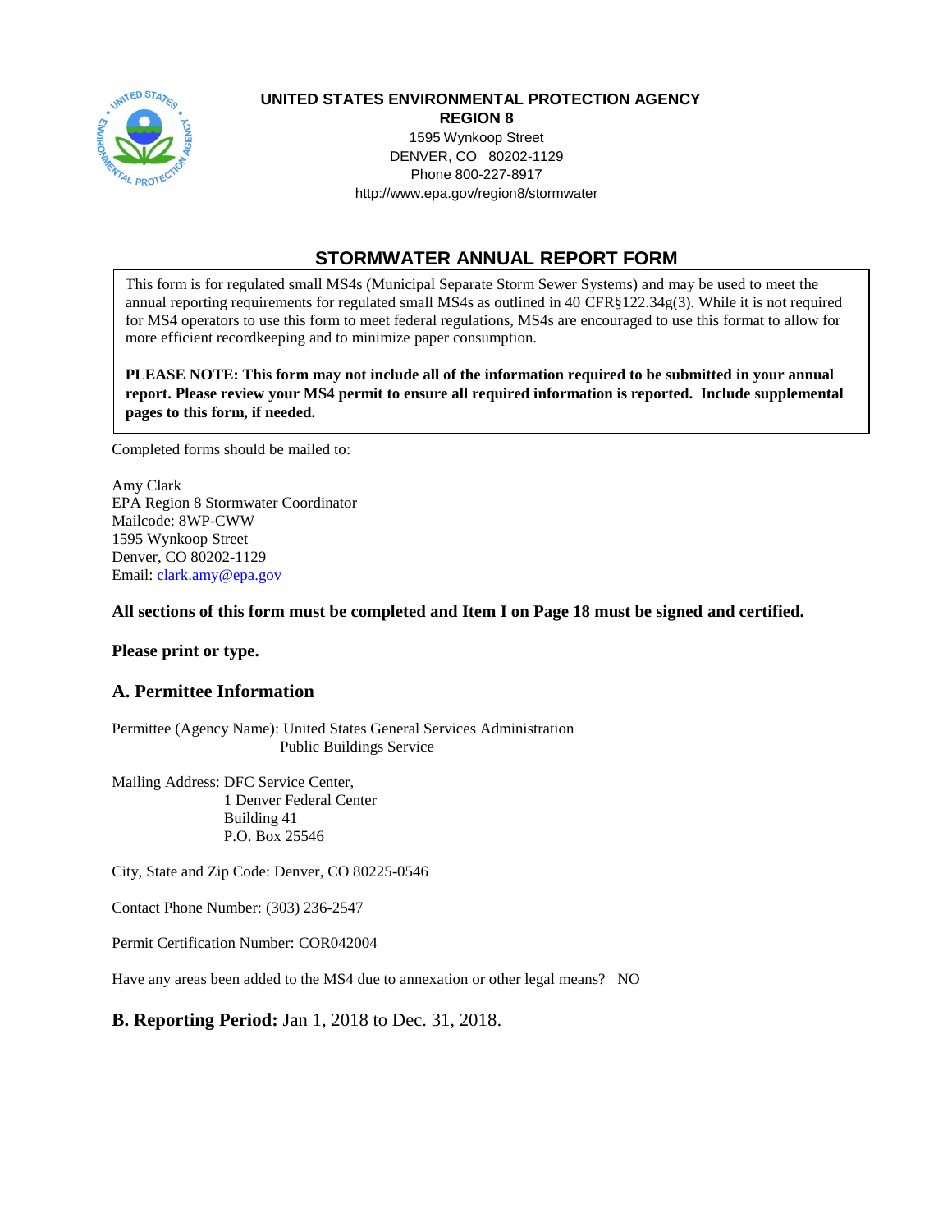**UNITED STATES ENVIRONMENTAL PROTECTION AGENCY**
**REGION 8**
1595 Wynkoop Street
DENVER, CO 80202-1129
Phone 800-227-8917
http://www.epa.gov/region8/stormwater

# STORMWATER ANNUAL REPORT FORM

This form is for regulated small MS4s (Municipal Separate Storm Sewer Systems) and may be used to meet the annual reporting requirements for regulated small MS4s as outlined in 40 CFR§122.34g(3). While it is not required for MS4 operators to use this form to meet federal regulations, MS4s are encouraged to use this format to allow for more efficient recordkeeping and to minimize paper consumption.

**PLEASE NOTE: This form may not include all of the information required to be submitted in your annual report. Please review your MS4 permit to ensure all required information is reported. Include supplemental pages to this form, if needed.**

Completed forms should be mailed to:

Amy Clark
EPA Region 8 Stormwater Coordinator
Mailcode: 8WP-CWW
1595 Wynkoop Street
Denver, CO 80202-1129
Email: clark.amy@epa.gov

**All sections of this form must be completed and Item I on Page 18 must be signed and certified.**

**Please print or type.**

## A. Permittee Information

Permittee (Agency Name): United States General Services Administration
Public Buildings Service

Mailing Address: DFC Service Center,
1 Denver Federal Center
Building 41
P.O. Box 25546

City, State and Zip Code: Denver, CO 80225-0546

Contact Phone Number: (303) 236-2547

Permit Certification Number: COR042004

Have any areas been added to the MS4 due to annexation or other legal means? NO

## B. Reporting Period: Jan 1, 2018 to Dec. 31, 2018.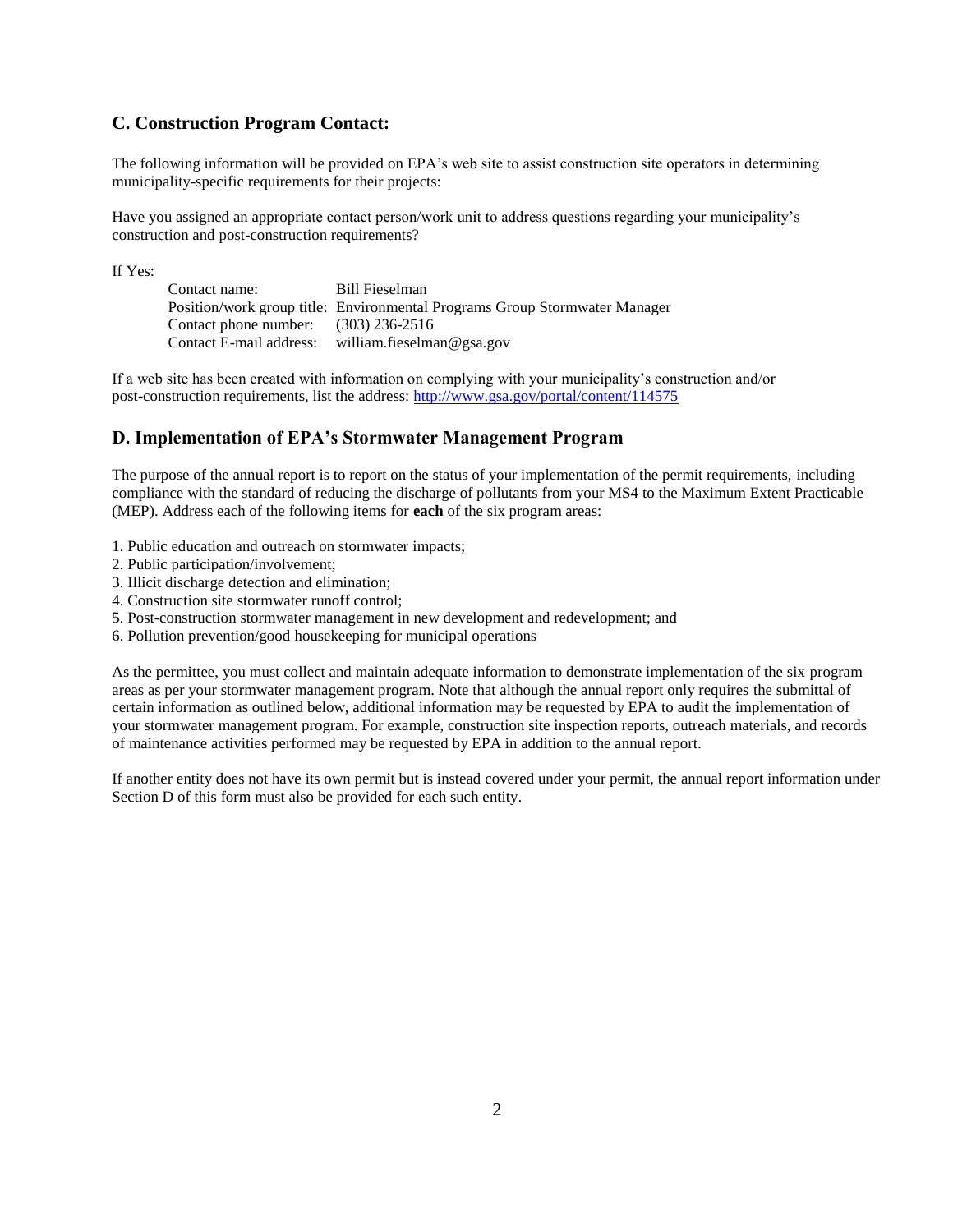## C. Construction Program Contact:

The following information will be provided on EPA's web site to assist construction site operators in determining municipality-specific requirements for their projects:

Have you assigned an appropriate contact person/work unit to address questions regarding your municipality's construction and post-construction requirements?

If Yes:

Contact name: Bill Fieselman
Position/work group title: Environmental Programs Group Stormwater Manager
Contact phone number: (303) 236-2516
Contact E-mail address: william.fieselman@gsa.gov

If a web site has been created with information on complying with your municipality's construction and/or post-construction requirements, list the address: http://www.gsa.gov/portal/content/114575

## D. Implementation of EPA's Stormwater Management Program

The purpose of the annual report is to report on the status of your implementation of the permit requirements, including compliance with the standard of reducing the discharge of pollutants from your MS4 to the Maximum Extent Practicable (MEP). Address each of the following items for **each** of the six program areas:

1. Public education and outreach on stormwater impacts;
2. Public participation/involvement;
3. Illicit discharge detection and elimination;
4. Construction site stormwater runoff control;
5. Post-construction stormwater management in new development and redevelopment; and
6. Pollution prevention/good housekeeping for municipal operations

As the permittee, you must collect and maintain adequate information to demonstrate implementation of the six program areas as per your stormwater management program. Note that although the annual report only requires the submittal of certain information as outlined below, additional information may be requested by EPA to audit the implementation of your stormwater management program. For example, construction site inspection reports, outreach materials, and records of maintenance activities performed may be requested by EPA in addition to the annual report.

If another entity does not have its own permit but is instead covered under your permit, the annual report information under Section D of this form must also be provided for each such entity.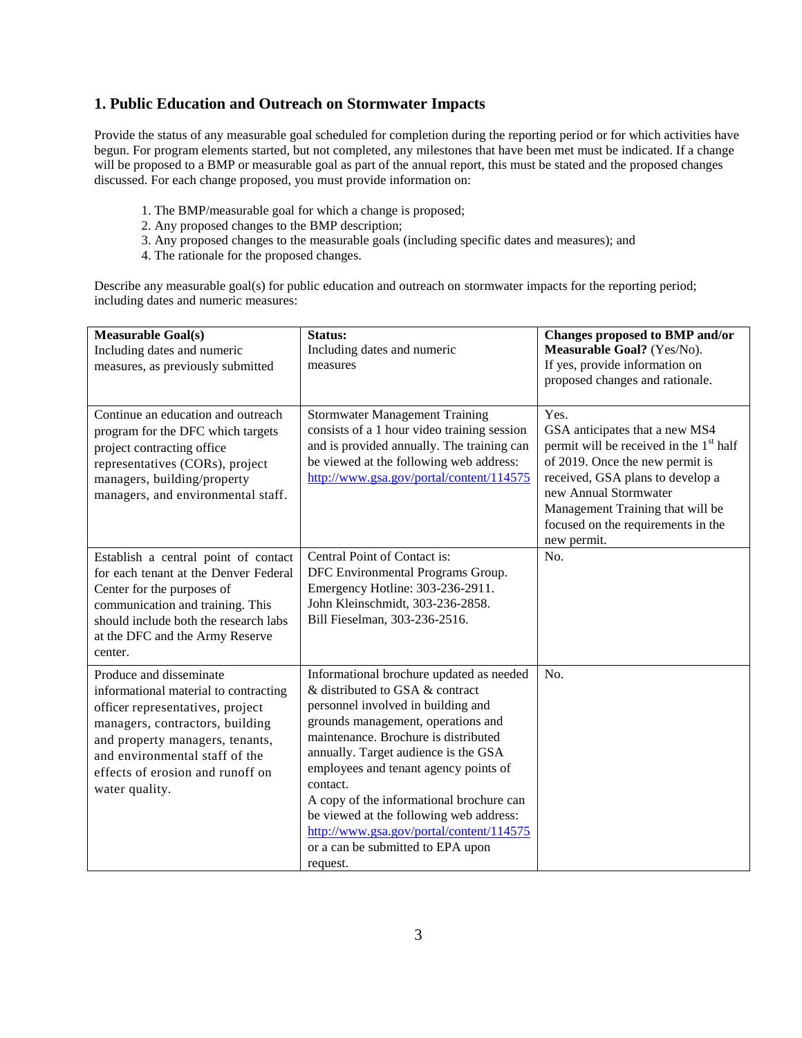## 1. Public Education and Outreach on Stormwater Impacts

Provide the status of any measurable goal scheduled for completion during the reporting period or for which activities have begun. For program elements started, but not completed, any milestones that have been met must be indicated. If a change will be proposed to a BMP or measurable goal as part of the annual report, this must be stated and the proposed changes discussed. For each change proposed, you must provide information on:

1. The BMP/measurable goal for which a change is proposed;
2. Any proposed changes to the BMP description;
3. Any proposed changes to the measurable goals (including specific dates and measures); and
4. The rationale for the proposed changes.

Describe any measurable goal(s) for public education and outreach on stormwater impacts for the reporting period; including dates and numeric measures:

| **Measurable Goal(s)** Including dates and numeric measures, as previously submitted | **Status:** Including dates and numeric measures | **Changes proposed to BMP and/or Measurable Goal?** (Yes/No). If yes, provide information on proposed changes and rationale. |
| --- | --- | --- |
| Continue an education and outreach program for the DFC which targets project contracting office representatives (CORs), project managers, building/property managers, and environmental staff. | Stormwater Management Training consists of a 1 hour video training session and is provided annually. The training can be viewed at the following web address: http://www.gsa.gov/portal/content/114575 | Yes. GSA anticipates that a new MS4 permit will be received in the 1st half of 2019. Once the new permit is received, GSA plans to develop a new Annual Stormwater Management Training that will be focused on the requirements in the new permit. |
| Establish a central point of contact for each tenant at the Denver Federal Center for the purposes of communication and training. This should include both the research labs at the DFC and the Army Reserve center. | Central Point of Contact is: DFC Environmental Programs Group. Emergency Hotline: 303-236-2911. John Kleinschmidt, 303-236-2858. Bill Fieselman, 303-236-2516. | No. |
| Produce and disseminate informational material to contracting officer representatives, project managers, contractors, building and property managers, tenants, and environmental staff of the effects of erosion and runoff on water quality. | Informational brochure updated as needed & distributed to GSA & contract personnel involved in building and grounds management, operations and maintenance. Brochure is distributed annually. Target audience is the GSA employees and tenant agency points of contact. A copy of the informational brochure can be viewed at the following web address: http://www.gsa.gov/portal/content/114575 or a can be submitted to EPA upon request. | No. |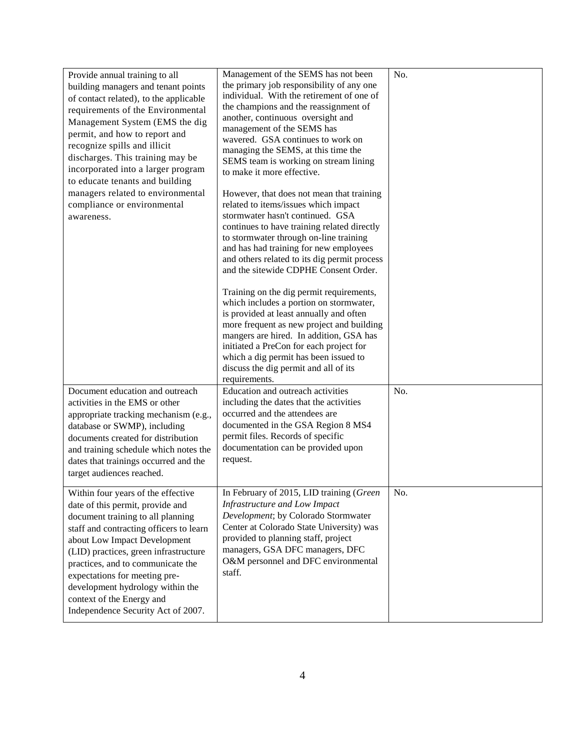| | | |
|---|---|---|
| Provide annual training to all building managers and tenant points of contact related), to the applicable requirements of the Environmental Management System (EMS the dig permit, and how to report and recognize spills and illicit discharges. This training may be incorporated into a larger program to educate tenants and building managers related to environmental compliance or environmental awareness. | Management of the SEMS has not been the primary job responsibility of any one individual. With the retirement of one of the champions and the reassignment of another, continuous oversight and management of the SEMS has wavered. GSA continues to work on managing the SEMS, at this time the SEMS team is working on stream lining to make it more effective.<br><br>However, that does not mean that training related to items/issues which impact stormwater hasn't continued. GSA continues to have training related directly to stormwater through on-line training and has had training for new employees and others related to its dig permit process and the sitewide CDPHE Consent Order.<br><br>Training on the dig permit requirements, which includes a portion on stormwater, is provided at least annually and often more frequent as new project and building mangers are hired. In addition, GSA has initiated a PreCon for each project for which a dig permit has been issued to discuss the dig permit and all of its requirements. | No. |
| Document education and outreach activities in the EMS or other appropriate tracking mechanism (e.g., database or SWMP), including documents created for distribution and training schedule which notes the dates that trainings occurred and the target audiences reached. | Education and outreach activities including the dates that the activities occurred and the attendees are documented in the GSA Region 8 MS4 permit files. Records of specific documentation can be provided upon request. | No. |
| Within four years of the effective date of this permit, provide and document training to all planning staff and contracting officers to learn about Low Impact Development (LID) practices, green infrastructure practices, and to communicate the expectations for meeting pre-development hydrology within the context of the Energy and Independence Security Act of 2007. | In February of 2015, LID training (*Green Infrastructure and Low Impact Development*; by Colorado Stormwater Center at Colorado State University) was provided to planning staff, project managers, GSA DFC managers, DFC O&M personnel and DFC environmental staff. | No. |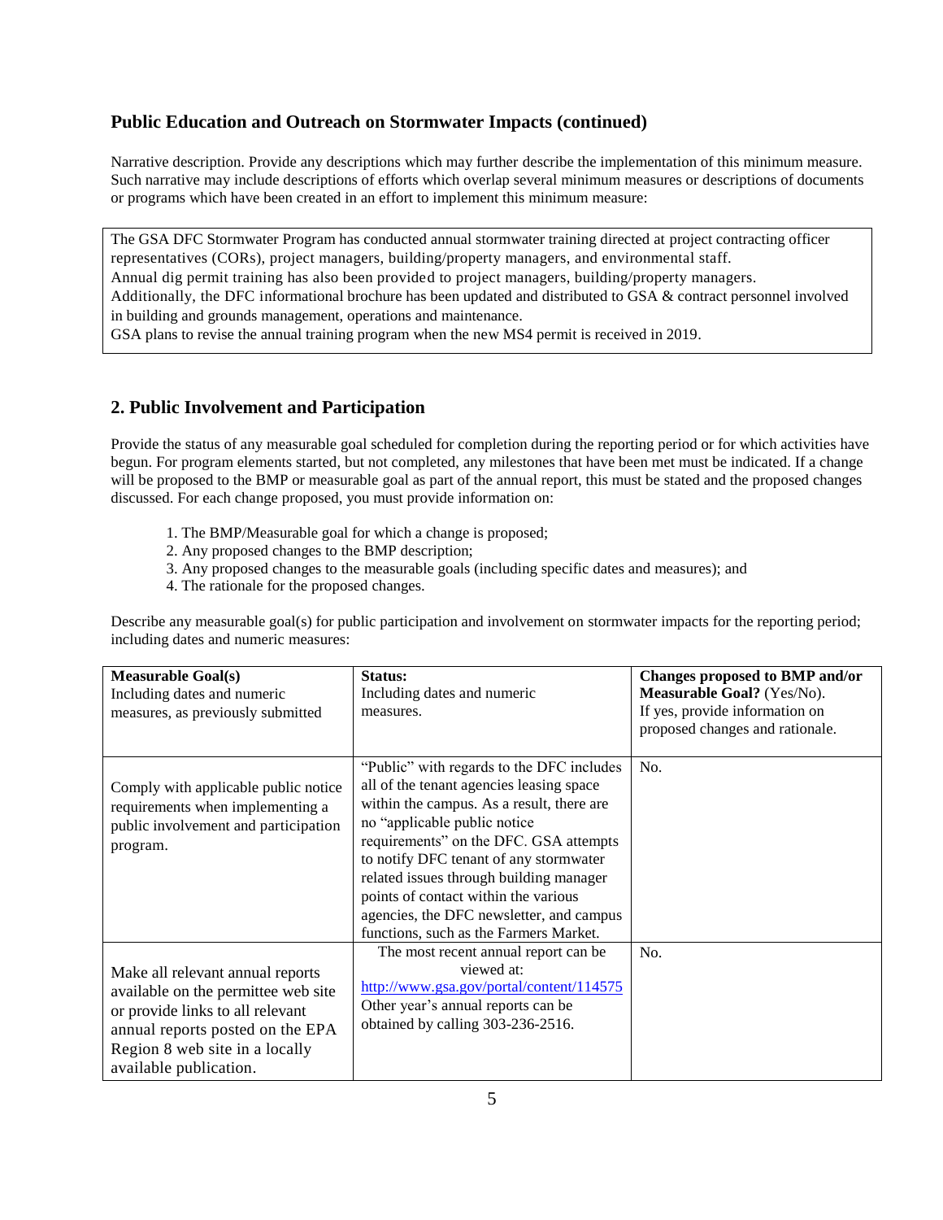## Public Education and Outreach on Stormwater Impacts (continued)

Narrative description. Provide any descriptions which may further describe the implementation of this minimum measure. Such narrative may include descriptions of efforts which overlap several minimum measures or descriptions of documents or programs which have been created in an effort to implement this minimum measure:

The GSA DFC Stormwater Program has conducted annual stormwater training directed at project contracting officer representatives (CORs), project managers, building/property managers, and environmental staff.
Annual dig permit training has also been provided to project managers, building/property managers.
Additionally, the DFC informational brochure has been updated and distributed to GSA & contract personnel involved in building and grounds management, operations and maintenance.
GSA plans to revise the annual training program when the new MS4 permit is received in 2019.

## 2. Public Involvement and Participation

Provide the status of any measurable goal scheduled for completion during the reporting period or for which activities have begun. For program elements started, but not completed, any milestones that have been met must be indicated. If a change will be proposed to the BMP or measurable goal as part of the annual report, this must be stated and the proposed changes discussed. For each change proposed, you must provide information on:

1. The BMP/Measurable goal for which a change is proposed;
2. Any proposed changes to the BMP description;
3. Any proposed changes to the measurable goals (including specific dates and measures); and
4. The rationale for the proposed changes.

Describe any measurable goal(s) for public participation and involvement on stormwater impacts for the reporting period; including dates and numeric measures:

| **Measurable Goal(s)** Including dates and numeric measures, as previously submitted | **Status:** Including dates and numeric measures. | **Changes proposed to BMP and/or Measurable Goal?** (Yes/No). If yes, provide information on proposed changes and rationale. |
|---|---|---|
| Comply with applicable public notice requirements when implementing a public involvement and participation program. | "Public" with regards to the DFC includes all of the tenant agencies leasing space within the campus. As a result, there are no "applicable public notice requirements" on the DFC. GSA attempts to notify DFC tenant of any stormwater related issues through building manager points of contact within the various agencies, the DFC newsletter, and campus functions, such as the Farmers Market. | No. |
| Make all relevant annual reports available on the permittee web site or provide links to all relevant annual reports posted on the EPA Region 8 web site in a locally available publication. | The most recent annual report can be viewed at: http://www.gsa.gov/portal/content/114575 Other year's annual reports can be obtained by calling 303-236-2516. | No. |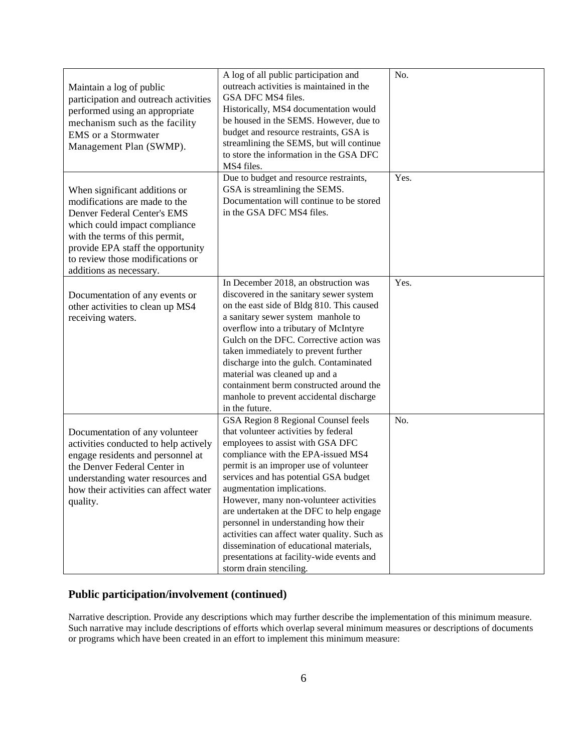| Maintain a log of public participation and outreach activities performed using an appropriate mechanism such as the facility EMS or a Stormwater Management Plan (SWMP). | A log of all public participation and outreach activities is maintained in the GSA DFC MS4 files. Historically, MS4 documentation would be housed in the SEMS. However, due to budget and resource restraints, GSA is streamlining the SEMS, but will continue to store the information in the GSA DFC MS4 files. | No. |
|---|---|---|
| When significant additions or modifications are made to the Denver Federal Center's EMS which could impact compliance with the terms of this permit, provide EPA staff the opportunity to review those modifications or additions as necessary. | Due to budget and resource restraints, GSA is streamlining the SEMS. Documentation will continue to be stored in the GSA DFC MS4 files. | Yes. |
| Documentation of any events or other activities to clean up MS4 receiving waters. | In December 2018, an obstruction was discovered in the sanitary sewer system on the east side of Bldg 810. This caused a sanitary sewer system manhole to overflow into a tributary of McIntyre Gulch on the DFC. Corrective action was taken immediately to prevent further discharge into the gulch. Contaminated material was cleaned up and a containment berm constructed around the manhole to prevent accidental discharge in the future. | Yes. |
| Documentation of any volunteer activities conducted to help actively engage residents and personnel at the Denver Federal Center in understanding water resources and how their activities can affect water quality. | GSA Region 8 Regional Counsel feels that volunteer activities by federal employees to assist with GSA DFC compliance with the EPA-issued MS4 permit is an improper use of volunteer services and has potential GSA budget augmentation implications. However, many non-volunteer activities are undertaken at the DFC to help engage personnel in understanding how their activities can affect water quality. Such as dissemination of educational materials, presentations at facility-wide events and storm drain stenciling. | No. |

## Public participation/involvement (continued)

Narrative description. Provide any descriptions which may further describe the implementation of this minimum measure. Such narrative may include descriptions of efforts which overlap several minimum measures or descriptions of documents or programs which have been created in an effort to implement this minimum measure: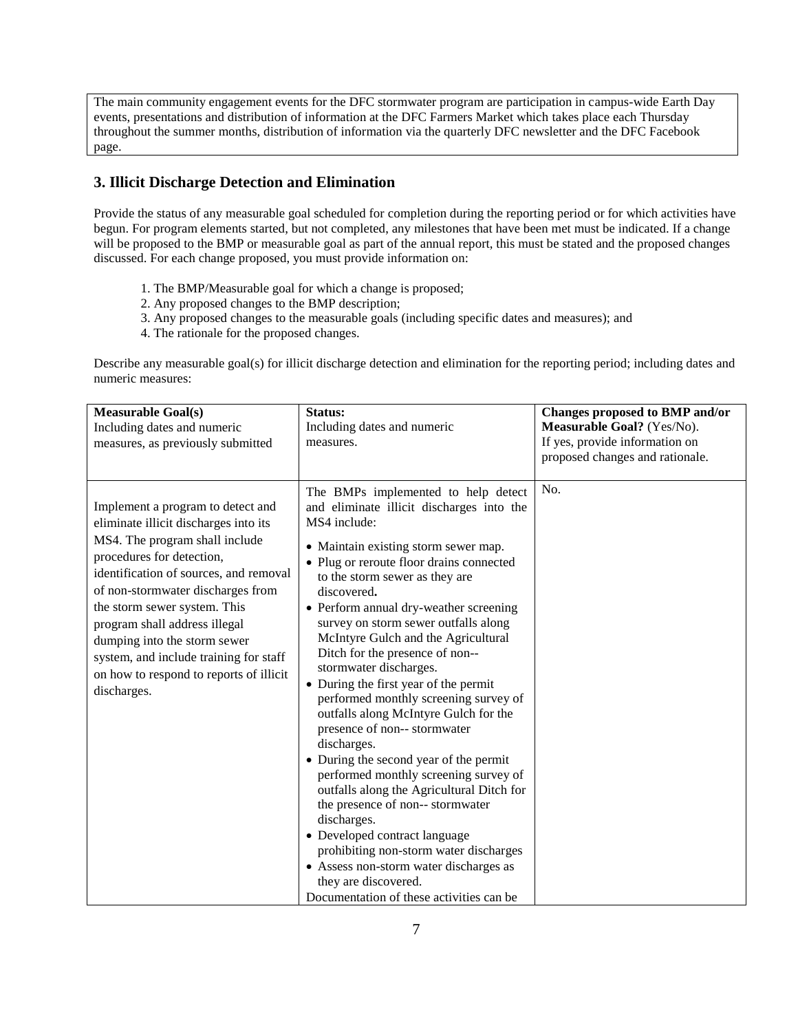The main community engagement events for the DFC stormwater program are participation in campus-wide Earth Day events, presentations and distribution of information at the DFC Farmers Market which takes place each Thursday throughout the summer months, distribution of information via the quarterly DFC newsletter and the DFC Facebook page.

## 3. Illicit Discharge Detection and Elimination

Provide the status of any measurable goal scheduled for completion during the reporting period or for which activities have begun. For program elements started, but not completed, any milestones that have been met must be indicated. If a change will be proposed to the BMP or measurable goal as part of the annual report, this must be stated and the proposed changes discussed. For each change proposed, you must provide information on:

1. The BMP/Measurable goal for which a change is proposed;
2. Any proposed changes to the BMP description;
3. Any proposed changes to the measurable goals (including specific dates and measures); and
4. The rationale for the proposed changes.

Describe any measurable goal(s) for illicit discharge detection and elimination for the reporting period; including dates and numeric measures:

| **Measurable Goal(s)** Including dates and numeric measures, as previously submitted | **Status:** Including dates and numeric measures. | **Changes proposed to BMP and/or Measurable Goal?** (Yes/No). If yes, provide information on proposed changes and rationale. |
|---|---|---|
| Implement a program to detect and eliminate illicit discharges into its MS4. The program shall include procedures for detection, identification of sources, and removal of non-stormwater discharges from the storm sewer system. This program shall address illegal dumping into the storm sewer system, and include training for staff on how to respond to reports of illicit discharges. | The BMPs implemented to help detect and eliminate illicit discharges into the MS4 include:<br>• Maintain existing storm sewer map.<br>• Plug or reroute floor drains connected to the storm sewer as they are discovered**.**<br>• Perform annual dry-weather screening survey on storm sewer outfalls along McIntyre Gulch and the Agricultural Ditch for the presence of non-- stormwater discharges.<br>• During the first year of the permit performed monthly screening survey of outfalls along McIntyre Gulch for the presence of non-- stormwater discharges.<br>• During the second year of the permit performed monthly screening survey of outfalls along the Agricultural Ditch for the presence of non-- stormwater discharges.<br>• Developed contract language prohibiting non-storm water discharges<br>• Assess non-storm water discharges as they are discovered.<br>Documentation of these activities can be | No. |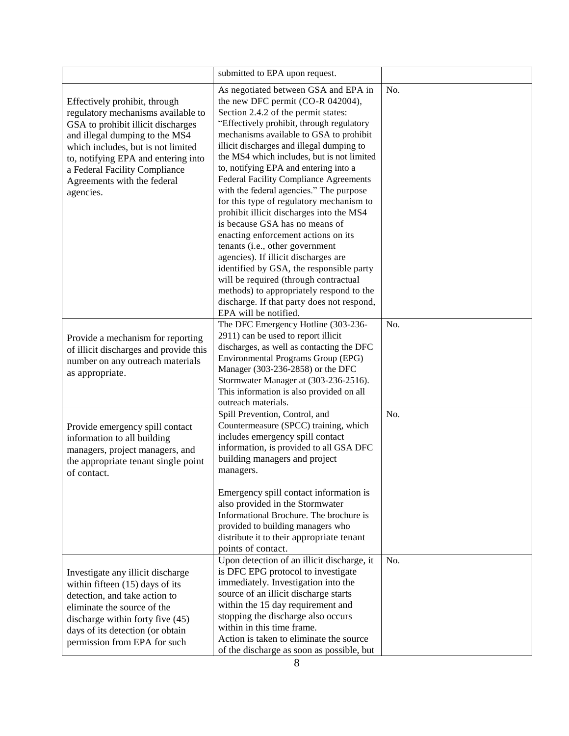| | | |
|---|---|---|
| | submitted to EPA upon request. | |
| Effectively prohibit, through regulatory mechanisms available to GSA to prohibit illicit discharges and illegal dumping to the MS4 which includes, but is not limited to, notifying EPA and entering into a Federal Facility Compliance Agreements with the federal agencies. | As negotiated between GSA and EPA in the new DFC permit (CO-R 042004), Section 2.4.2 of the permit states: "Effectively prohibit, through regulatory mechanisms available to GSA to prohibit illicit discharges and illegal dumping to the MS4 which includes, but is not limited to, notifying EPA and entering into a Federal Facility Compliance Agreements with the federal agencies." The purpose for this type of regulatory mechanism to prohibit illicit discharges into the MS4 is because GSA has no means of enacting enforcement actions on its tenants (i.e., other government agencies). If illicit discharges are identified by GSA, the responsible party will be required (through contractual methods) to appropriately respond to the discharge. If that party does not respond, EPA will be notified. | No. |
| Provide a mechanism for reporting of illicit discharges and provide this number on any outreach materials as appropriate. | The DFC Emergency Hotline (303-236-2911) can be used to report illicit discharges, as well as contacting the DFC Environmental Programs Group (EPG) Manager (303-236-2858) or the DFC Stormwater Manager at (303-236-2516). This information is also provided on all outreach materials. | No. |
| Provide emergency spill contact information to all building managers, project managers, and the appropriate tenant single point of contact. | Spill Prevention, Control, and Countermeasure (SPCC) training, which includes emergency spill contact information, is provided to all GSA DFC building managers and project managers.<br><br>Emergency spill contact information is also provided in the Stormwater Informational Brochure. The brochure is provided to building managers who distribute it to their appropriate tenant points of contact. | No. |
| Investigate any illicit discharge within fifteen (15) days of its detection, and take action to eliminate the source of the discharge within forty five (45) days of its detection (or obtain permission from EPA for such | Upon detection of an illicit discharge, it is DFC EPG protocol to investigate immediately. Investigation into the source of an illicit discharge starts within the 15 day requirement and stopping the discharge also occurs within in this time frame.<br>Action is taken to eliminate the source of the discharge as soon as possible, but | No. |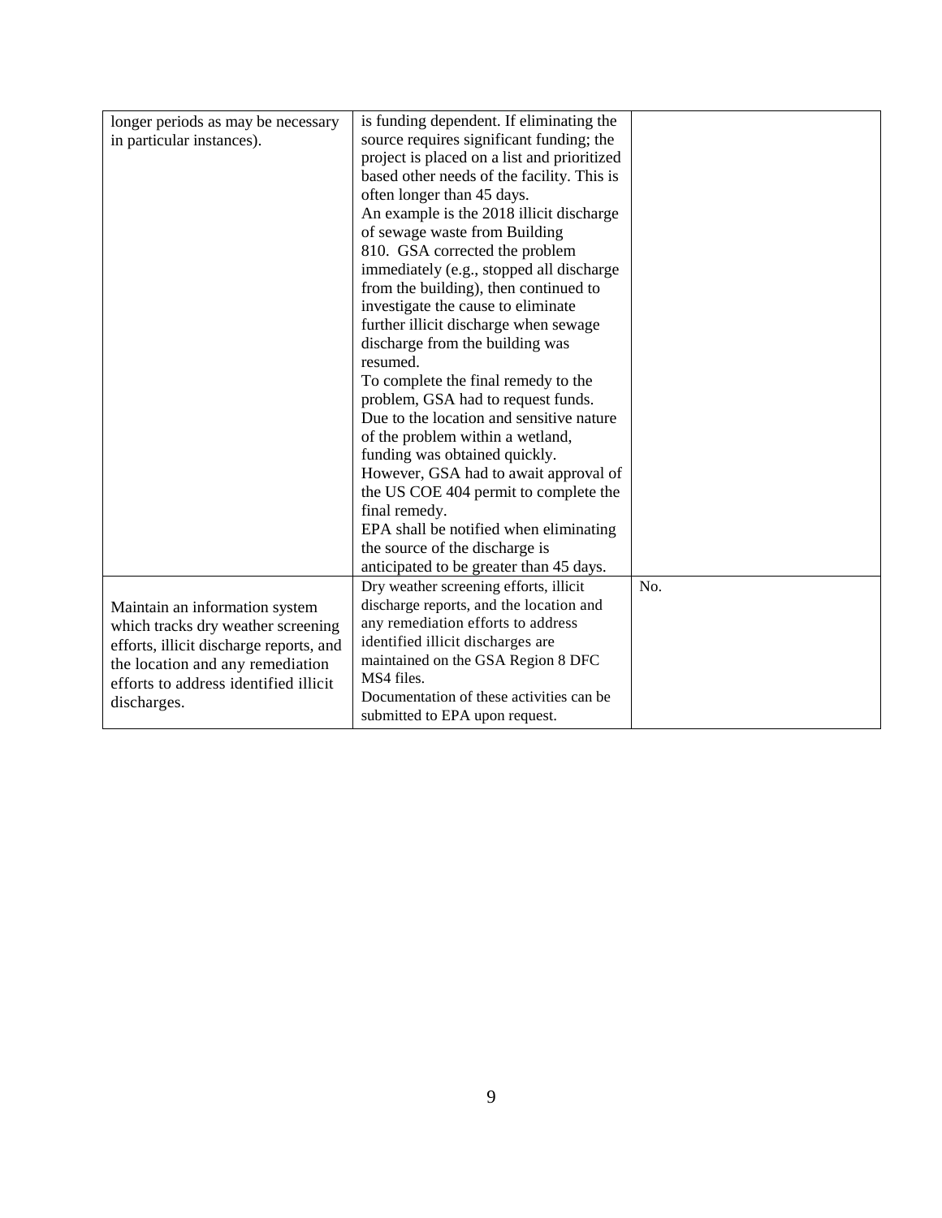| | | |
|---|---|---|
| longer periods as may be necessary in particular instances). | is funding dependent. If eliminating the source requires significant funding; the project is placed on a list and prioritized based other needs of the facility. This is often longer than 45 days.<br>An example is the 2018 illicit discharge of sewage waste from Building 810. GSA corrected the problem immediately (e.g., stopped all discharge from the building), then continued to investigate the cause to eliminate further illicit discharge when sewage discharge from the building was resumed.<br>To complete the final remedy to the problem, GSA had to request funds. Due to the location and sensitive nature of the problem within a wetland, funding was obtained quickly. However, GSA had to await approval of the US COE 404 permit to complete the final remedy.<br>EPA shall be notified when eliminating the source of the discharge is anticipated to be greater than 45 days. | |
| Maintain an information system which tracks dry weather screening efforts, illicit discharge reports, and the location and any remediation efforts to address identified illicit discharges. | Dry weather screening efforts, illicit discharge reports, and the location and any remediation efforts to address identified illicit discharges are maintained on the GSA Region 8 DFC MS4 files.<br>Documentation of these activities can be submitted to EPA upon request. | No. |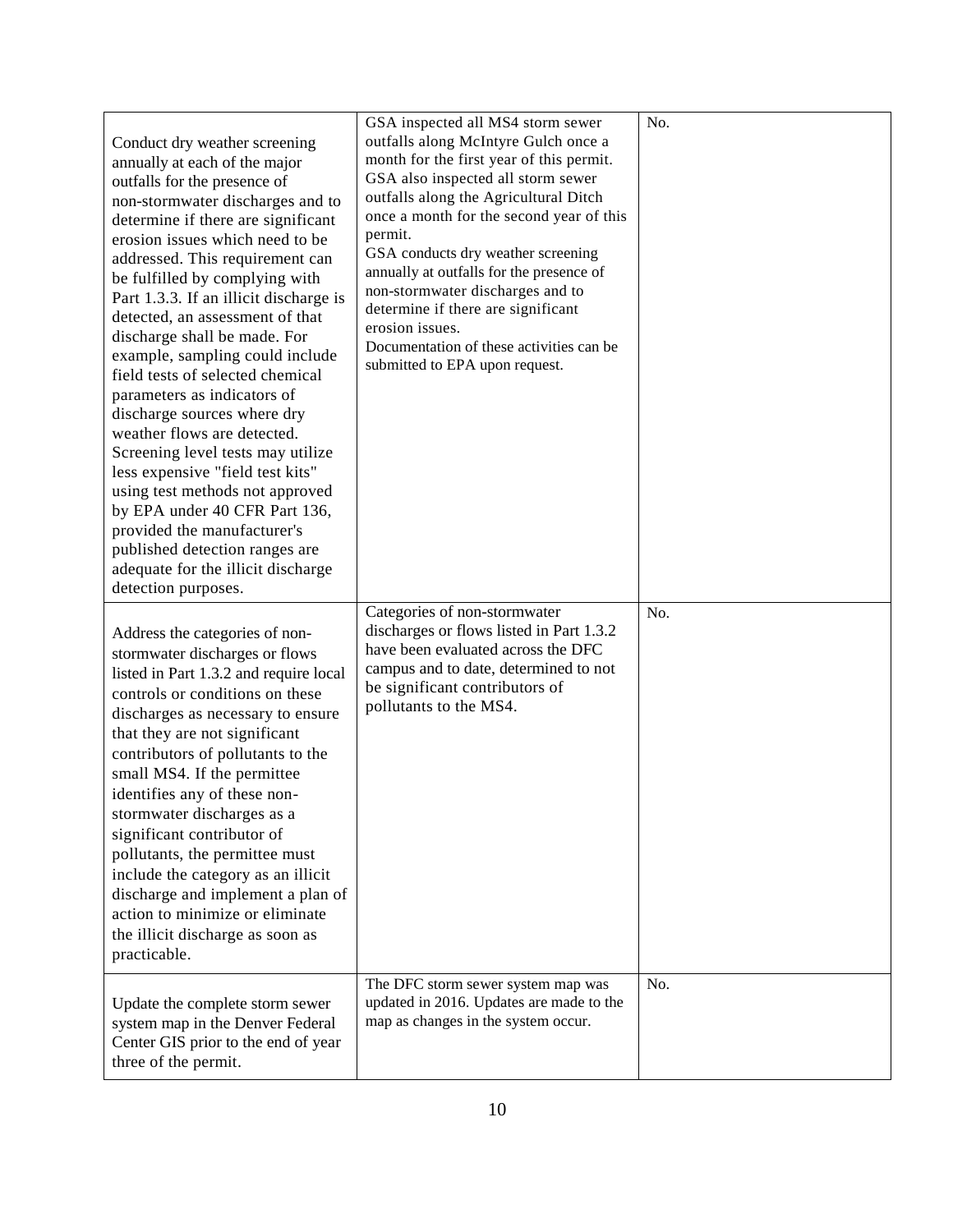| | | |
|---|---|---|
| Conduct dry weather screening annually at each of the major outfalls for the presence of non-stormwater discharges and to determine if there are significant erosion issues which need to be addressed. This requirement can be fulfilled by complying with Part 1.3.3. If an illicit discharge is detected, an assessment of that discharge shall be made. For example, sampling could include field tests of selected chemical parameters as indicators of discharge sources where dry weather flows are detected. Screening level tests may utilize less expensive "field test kits" using test methods not approved by EPA under 40 CFR Part 136, provided the manufacturer's published detection ranges are adequate for the illicit discharge detection purposes. | GSA inspected all MS4 storm sewer outfalls along McIntyre Gulch once a month for the first year of this permit. GSA also inspected all storm sewer outfalls along the Agricultural Ditch once a month for the second year of this permit.<br>GSA conducts dry weather screening annually at outfalls for the presence of non-stormwater discharges and to determine if there are significant erosion issues.<br>Documentation of these activities can be submitted to EPA upon request. | No. |
| Address the categories of non-stormwater discharges or flows listed in Part 1.3.2 and require local controls or conditions on these discharges as necessary to ensure that they are not significant contributors of pollutants to the small MS4. If the permittee identifies any of these non-stormwater discharges as a significant contributor of pollutants, the permittee must include the category as an illicit discharge and implement a plan of action to minimize or eliminate the illicit discharge as soon as practicable. | Categories of non-stormwater discharges or flows listed in Part 1.3.2 have been evaluated across the DFC campus and to date, determined to not be significant contributors of pollutants to the MS4. | No. |
| Update the complete storm sewer system map in the Denver Federal Center GIS prior to the end of year three of the permit. | The DFC storm sewer system map was updated in 2016. Updates are made to the map as changes in the system occur. | No. |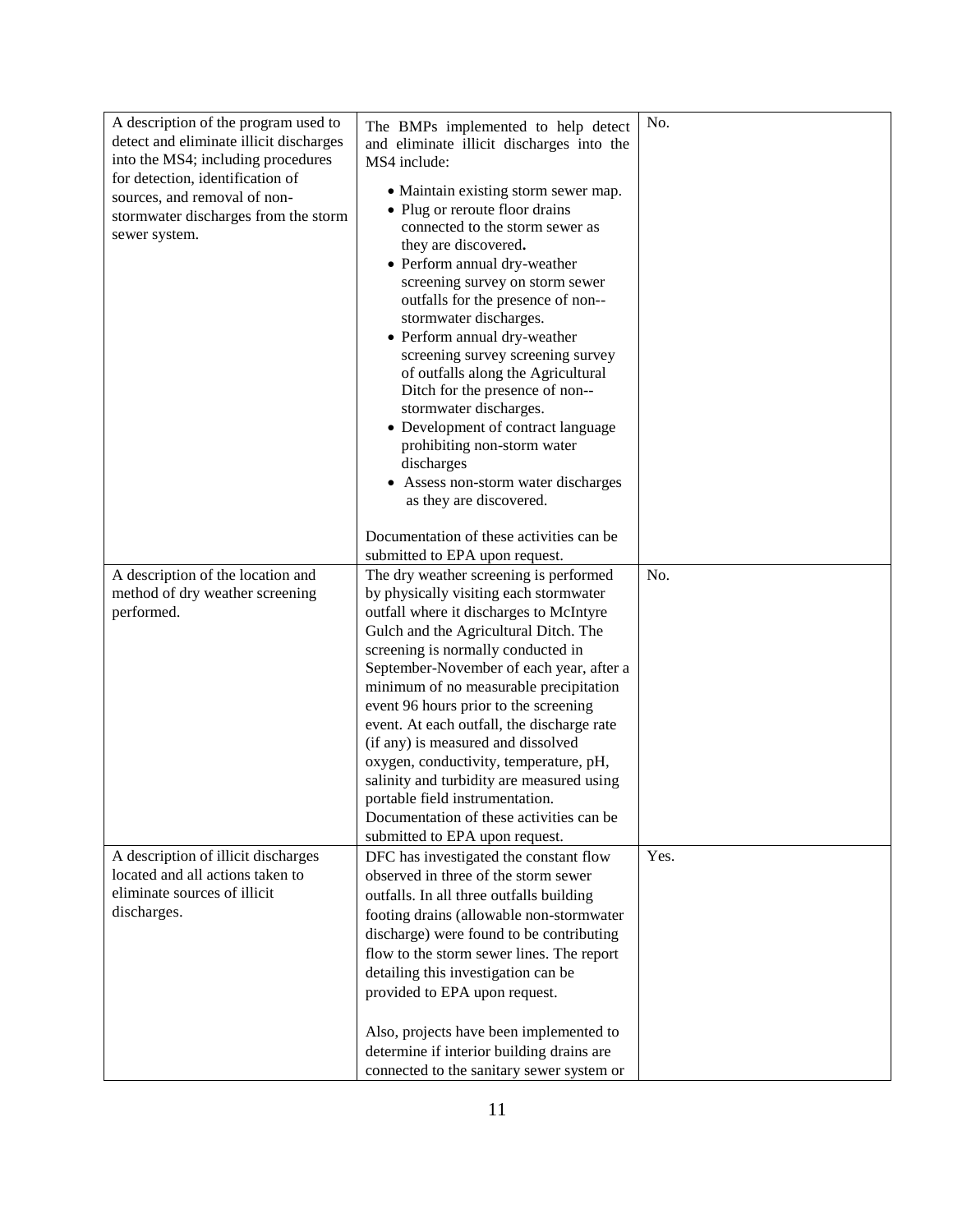| | | |
|---|---|---|
| A description of the program used to detect and eliminate illicit discharges into the MS4; including procedures for detection, identification of sources, and removal of non-stormwater discharges from the storm sewer system. | The BMPs implemented to help detect and eliminate illicit discharges into the MS4 include:<br><br>• Maintain existing storm sewer map.<br>• Plug or reroute floor drains connected to the storm sewer as they are discovered.<br>• Perform annual dry-weather screening survey on storm sewer outfalls for the presence of non--stormwater discharges.<br>• Perform annual dry-weather screening survey screening survey of outfalls along the Agricultural Ditch for the presence of non--stormwater discharges.<br>• Development of contract language prohibiting non-storm water discharges<br>• Assess non-storm water discharges as they are discovered.<br><br>Documentation of these activities can be submitted to EPA upon request. | No. |
| A description of the location and method of dry weather screening performed. | The dry weather screening is performed by physically visiting each stormwater outfall where it discharges to McIntyre Gulch and the Agricultural Ditch. The screening is normally conducted in September-November of each year, after a minimum of no measurable precipitation event 96 hours prior to the screening event. At each outfall, the discharge rate (if any) is measured and dissolved oxygen, conductivity, temperature, pH, salinity and turbidity are measured using portable field instrumentation. Documentation of these activities can be submitted to EPA upon request. | No. |
| A description of illicit discharges located and all actions taken to eliminate sources of illicit discharges. | DFC has investigated the constant flow observed in three of the storm sewer outfalls. In all three outfalls building footing drains (allowable non-stormwater discharge) were found to be contributing flow to the storm sewer lines. The report detailing this investigation can be provided to EPA upon request.<br><br>Also, projects have been implemented to determine if interior building drains are connected to the sanitary sewer system or | Yes. |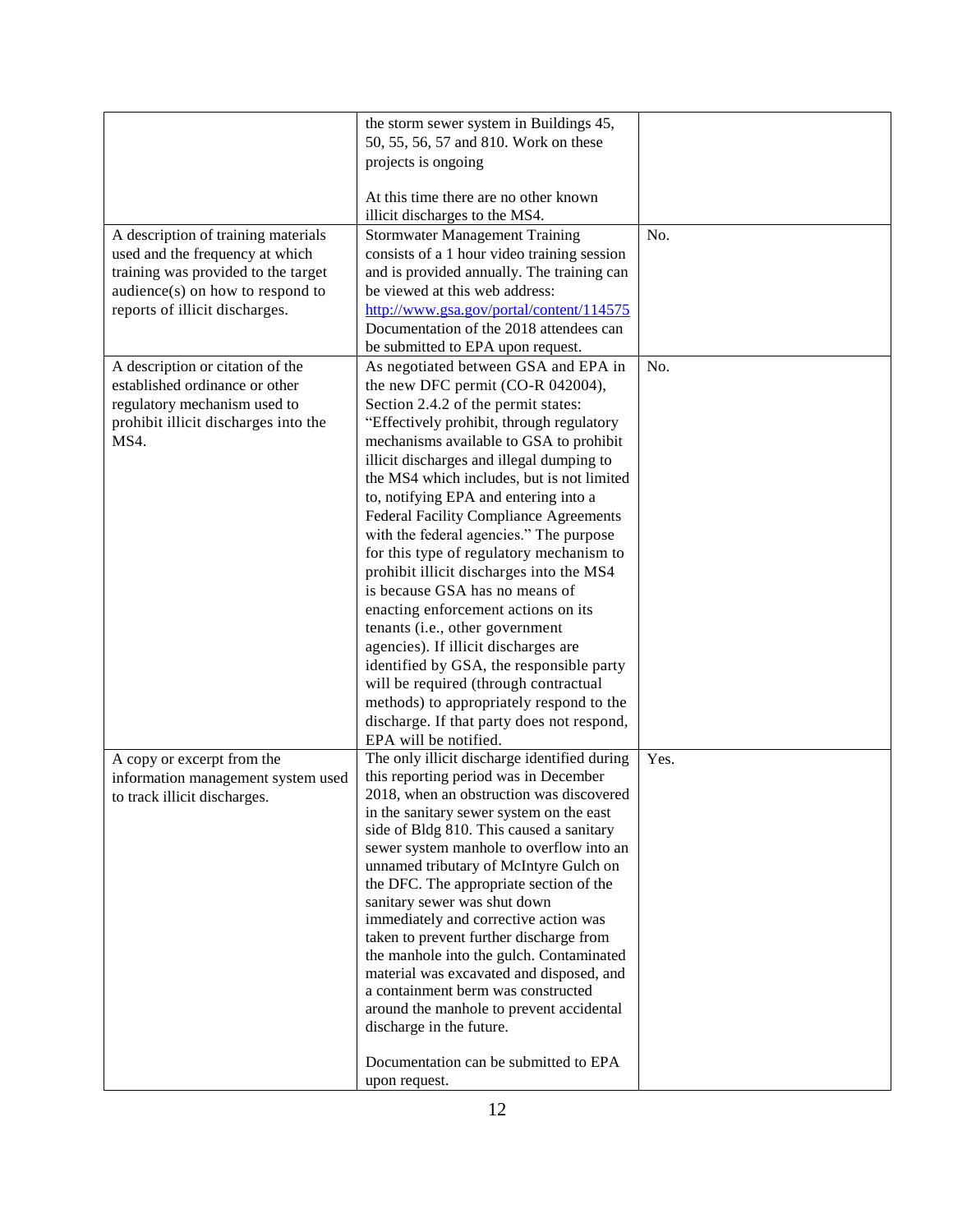| | | |
|---|---|---|
| | the storm sewer system in Buildings 45, 50, 55, 56, 57 and 810. Work on these projects is ongoing<br><br>At this time there are no other known illicit discharges to the MS4. | |
| A description of training materials used and the frequency at which training was provided to the target audience(s) on how to respond to reports of illicit discharges. | Stormwater Management Training consists of a 1 hour video training session and is provided annually. The training can be viewed at this web address: [http://www.gsa.gov/portal/content/114575](http://www.gsa.gov/portal/content/114575) Documentation of the 2018 attendees can be submitted to EPA upon request. | No. |
| A description or citation of the established ordinance or other regulatory mechanism used to prohibit illicit discharges into the MS4. | As negotiated between GSA and EPA in the new DFC permit (CO-R 042004), Section 2.4.2 of the permit states: "Effectively prohibit, through regulatory mechanisms available to GSA to prohibit illicit discharges and illegal dumping to the MS4 which includes, but is not limited to, notifying EPA and entering into a Federal Facility Compliance Agreements with the federal agencies." The purpose for this type of regulatory mechanism to prohibit illicit discharges into the MS4 is because GSA has no means of enacting enforcement actions on its tenants (i.e., other government agencies). If illicit discharges are identified by GSA, the responsible party will be required (through contractual methods) to appropriately respond to the discharge. If that party does not respond, EPA will be notified. | No. |
| A copy or excerpt from the information management system used to track illicit discharges. | The only illicit discharge identified during this reporting period was in December 2018, when an obstruction was discovered in the sanitary sewer system on the east side of Bldg 810. This caused a sanitary sewer system manhole to overflow into an unnamed tributary of McIntyre Gulch on the DFC. The appropriate section of the sanitary sewer was shut down immediately and corrective action was taken to prevent further discharge from the manhole into the gulch. Contaminated material was excavated and disposed, and a containment berm was constructed around the manhole to prevent accidental discharge in the future.<br><br>Documentation can be submitted to EPA upon request. | Yes. |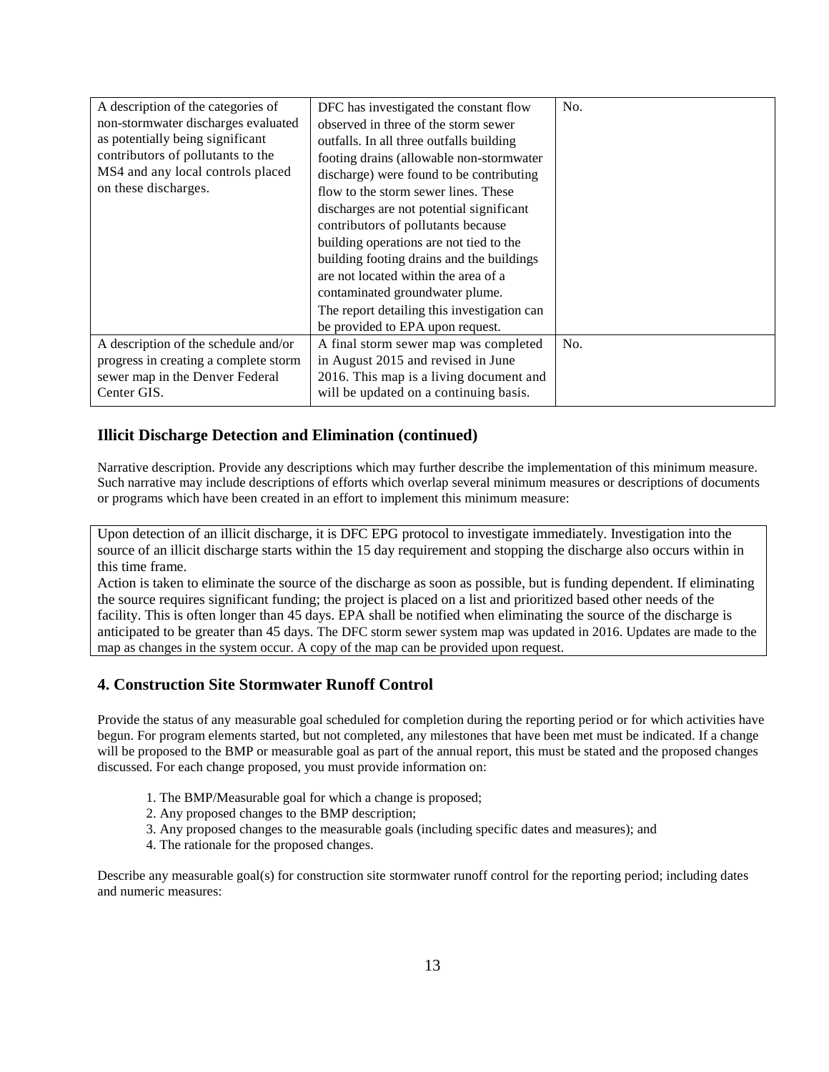| | | |
|---|---|---|
| A description of the categories of non-stormwater discharges evaluated as potentially being significant contributors of pollutants to the MS4 and any local controls placed on these discharges. | DFC has investigated the constant flow observed in three of the storm sewer outfalls. In all three outfalls building footing drains (allowable non-stormwater discharge) were found to be contributing flow to the storm sewer lines. These discharges are not potential significant contributors of pollutants because building operations are not tied to the building footing drains and the buildings are not located within the area of a contaminated groundwater plume. The report detailing this investigation can be provided to EPA upon request. | No. |
| A description of the schedule and/or progress in creating a complete storm sewer map in the Denver Federal Center GIS. | A final storm sewer map was completed in August 2015 and revised in June 2016. This map is a living document and will be updated on a continuing basis. | No. |

### Illicit Discharge Detection and Elimination (continued)

Narrative description. Provide any descriptions which may further describe the implementation of this minimum measure. Such narrative may include descriptions of efforts which overlap several minimum measures or descriptions of documents or programs which have been created in an effort to implement this minimum measure:

Upon detection of an illicit discharge, it is DFC EPG protocol to investigate immediately. Investigation into the source of an illicit discharge starts within the 15 day requirement and stopping the discharge also occurs within in this time frame.
Action is taken to eliminate the source of the discharge as soon as possible, but is funding dependent. If eliminating the source requires significant funding; the project is placed on a list and prioritized based other needs of the facility. This is often longer than 45 days. EPA shall be notified when eliminating the source of the discharge is anticipated to be greater than 45 days. The DFC storm sewer system map was updated in 2016. Updates are made to the map as changes in the system occur. A copy of the map can be provided upon request.

## 4. Construction Site Stormwater Runoff Control

Provide the status of any measurable goal scheduled for completion during the reporting period or for which activities have begun. For program elements started, but not completed, any milestones that have been met must be indicated. If a change will be proposed to the BMP or measurable goal as part of the annual report, this must be stated and the proposed changes discussed. For each change proposed, you must provide information on:

1. The BMP/Measurable goal for which a change is proposed;
2. Any proposed changes to the BMP description;
3. Any proposed changes to the measurable goals (including specific dates and measures); and
4. The rationale for the proposed changes.

Describe any measurable goal(s) for construction site stormwater runoff control for the reporting period; including dates and numeric measures: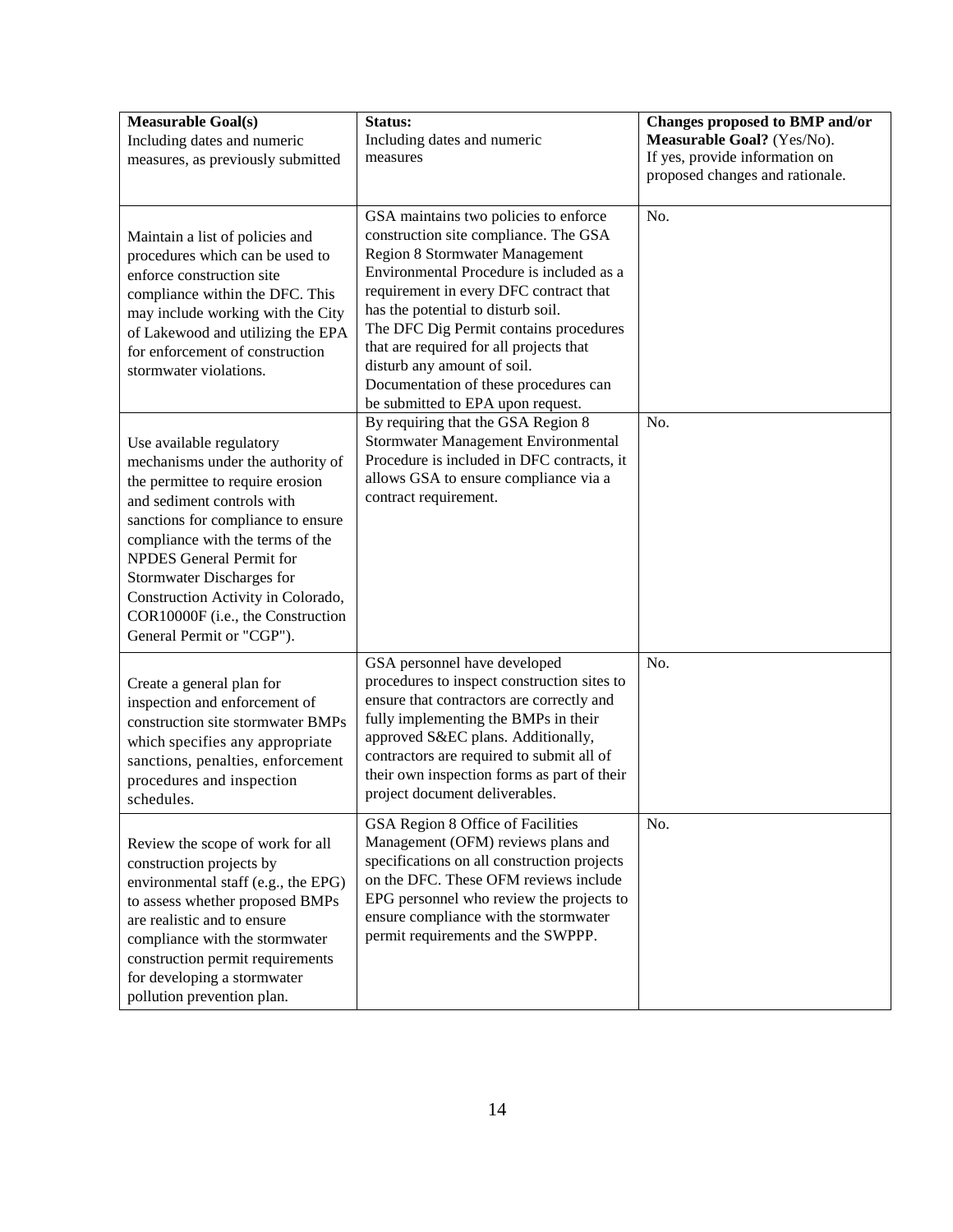| **Measurable Goal(s)** Including dates and numeric measures, as previously submitted | **Status:** Including dates and numeric measures | **Changes proposed to BMP and/or Measurable Goal?** (Yes/No). If yes, provide information on proposed changes and rationale. |
|---|---|---|
| Maintain a list of policies and procedures which can be used to enforce construction site compliance within the DFC. This may include working with the City of Lakewood and utilizing the EPA for enforcement of construction stormwater violations. | GSA maintains two policies to enforce construction site compliance. The GSA Region 8 Stormwater Management Environmental Procedure is included as a requirement in every DFC contract that has the potential to disturb soil. The DFC Dig Permit contains procedures that are required for all projects that disturb any amount of soil. Documentation of these procedures can be submitted to EPA upon request. | No. |
| Use available regulatory mechanisms under the authority of the permittee to require erosion and sediment controls with sanctions for compliance to ensure compliance with the terms of the NPDES General Permit for Stormwater Discharges for Construction Activity in Colorado, COR10000F (i.e., the Construction General Permit or "CGP"). | By requiring that the GSA Region 8 Stormwater Management Environmental Procedure is included in DFC contracts, it allows GSA to ensure compliance via a contract requirement. | No. |
| Create a general plan for inspection and enforcement of construction site stormwater BMPs which specifies any appropriate sanctions, penalties, enforcement procedures and inspection schedules. | GSA personnel have developed procedures to inspect construction sites to ensure that contractors are correctly and fully implementing the BMPs in their approved S&EC plans. Additionally, contractors are required to submit all of their own inspection forms as part of their project document deliverables. | No. |
| Review the scope of work for all construction projects by environmental staff (e.g., the EPG) to assess whether proposed BMPs are realistic and to ensure compliance with the stormwater construction permit requirements for developing a stormwater pollution prevention plan. | GSA Region 8 Office of Facilities Management (OFM) reviews plans and specifications on all construction projects on the DFC. These OFM reviews include EPG personnel who review the projects to ensure compliance with the stormwater permit requirements and the SWPPP. | No. |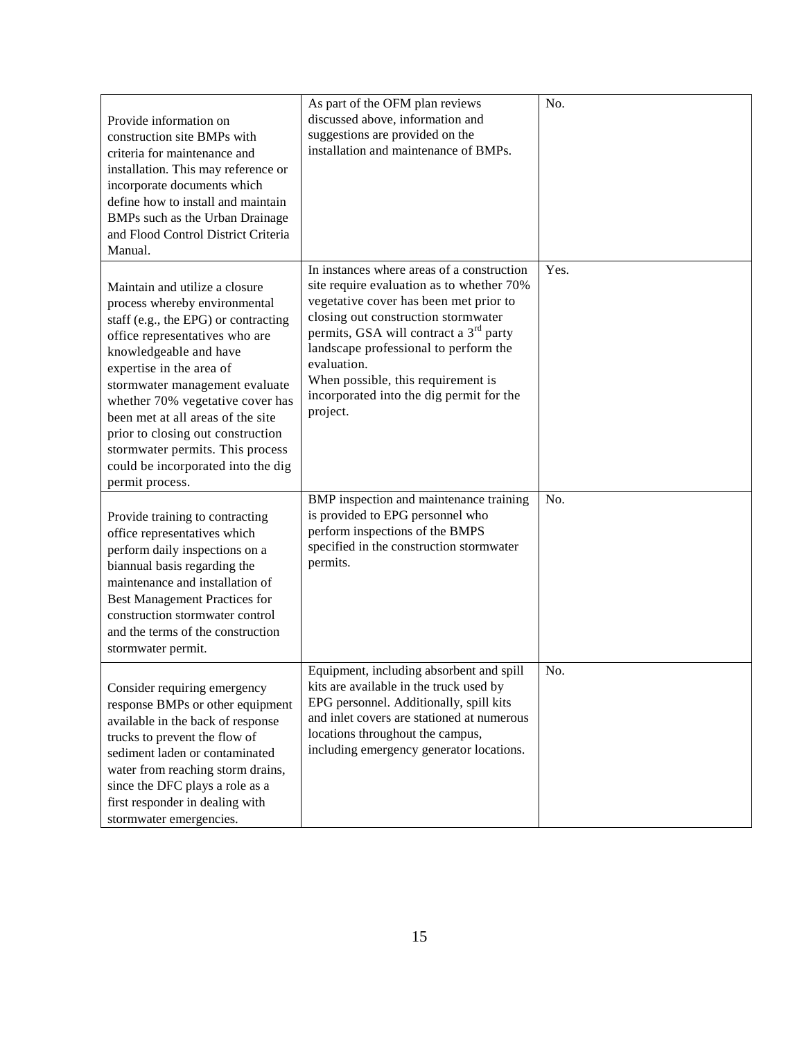| | | |
|---|---|---|
| Provide information on construction site BMPs with criteria for maintenance and installation. This may reference or incorporate documents which define how to install and maintain BMPs such as the Urban Drainage and Flood Control District Criteria Manual. | As part of the OFM plan reviews discussed above, information and suggestions are provided on the installation and maintenance of BMPs. | No. |
| Maintain and utilize a closure process whereby environmental staff (e.g., the EPG) or contracting office representatives who are knowledgeable and have expertise in the area of stormwater management evaluate whether 70% vegetative cover has been met at all areas of the site prior to closing out construction stormwater permits. This process could be incorporated into the dig permit process. | In instances where areas of a construction site require evaluation as to whether 70% vegetative cover has been met prior to closing out construction stormwater permits, GSA will contract a 3rd party landscape professional to perform the evaluation. When possible, this requirement is incorporated into the dig permit for the project. | Yes. |
| Provide training to contracting office representatives which perform daily inspections on a biannual basis regarding the maintenance and installation of Best Management Practices for construction stormwater control and the terms of the construction stormwater permit. | BMP inspection and maintenance training is provided to EPG personnel who perform inspections of the BMPS specified in the construction stormwater permits. | No. |
| Consider requiring emergency response BMPs or other equipment available in the back of response trucks to prevent the flow of sediment laden or contaminated water from reaching storm drains, since the DFC plays a role as a first responder in dealing with stormwater emergencies. | Equipment, including absorbent and spill kits are available in the truck used by EPG personnel. Additionally, spill kits and inlet covers are stationed at numerous locations throughout the campus, including emergency generator locations. | No. |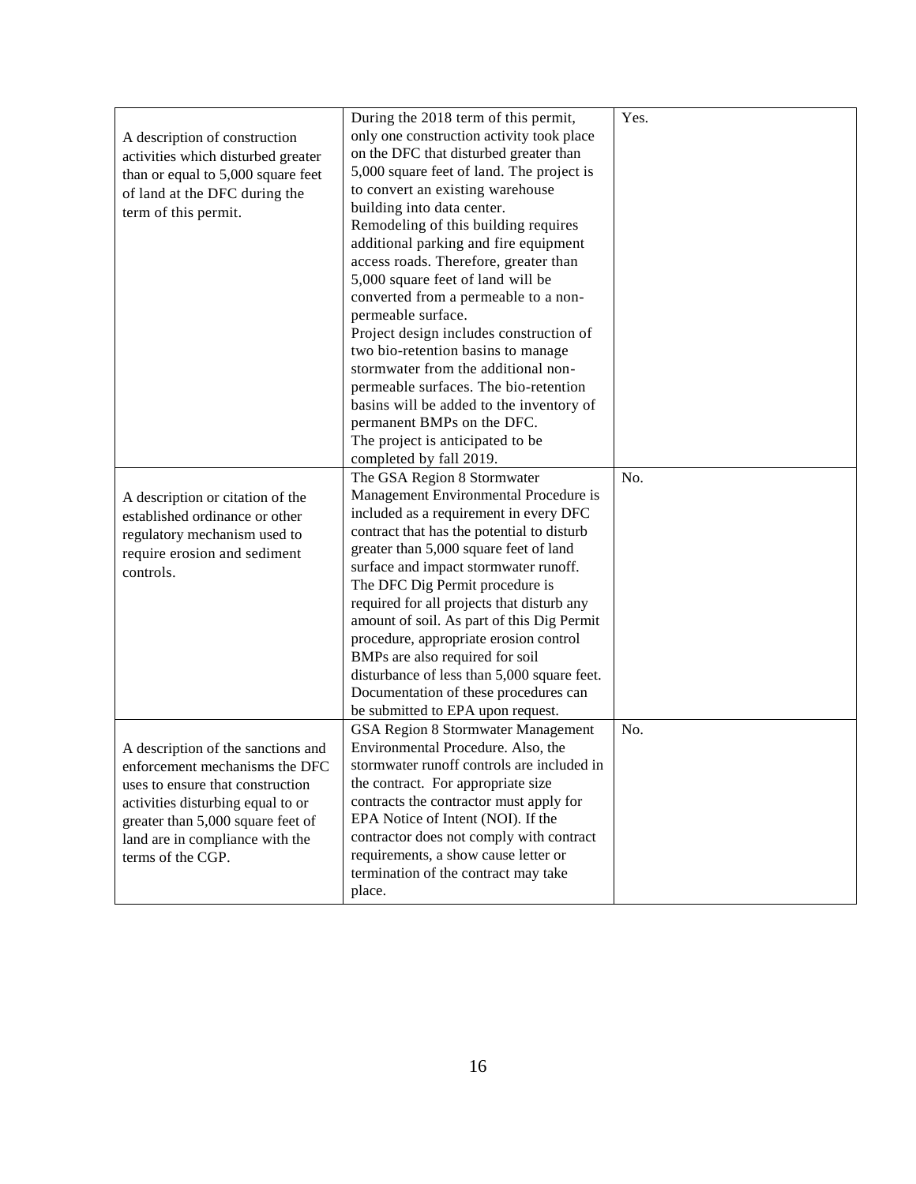| | | |
|---|---|---|
| A description of construction activities which disturbed greater than or equal to 5,000 square feet of land at the DFC during the term of this permit. | During the 2018 term of this permit, only one construction activity took place on the DFC that disturbed greater than 5,000 square feet of land. The project is to convert an existing warehouse building into data center. Remodeling of this building requires additional parking and fire equipment access roads. Therefore, greater than 5,000 square feet of land will be converted from a permeable to a non-permeable surface. Project design includes construction of two bio-retention basins to manage stormwater from the additional non-permeable surfaces. The bio-retention basins will be added to the inventory of permanent BMPs on the DFC. The project is anticipated to be completed by fall 2019. | Yes. |
| A description or citation of the established ordinance or other regulatory mechanism used to require erosion and sediment controls. | The GSA Region 8 Stormwater Management Environmental Procedure is included as a requirement in every DFC contract that has the potential to disturb greater than 5,000 square feet of land surface and impact stormwater runoff. The DFC Dig Permit procedure is required for all projects that disturb any amount of soil. As part of this Dig Permit procedure, appropriate erosion control BMPs are also required for soil disturbance of less than 5,000 square feet. Documentation of these procedures can be submitted to EPA upon request. | No. |
| A description of the sanctions and enforcement mechanisms the DFC uses to ensure that construction activities disturbing equal to or greater than 5,000 square feet of land are in compliance with the terms of the CGP. | GSA Region 8 Stormwater Management Environmental Procedure. Also, the stormwater runoff controls are included in the contract. For appropriate size contracts the contractor must apply for EPA Notice of Intent (NOI). If the contractor does not comply with contract requirements, a show cause letter or termination of the contract may take place. | No. |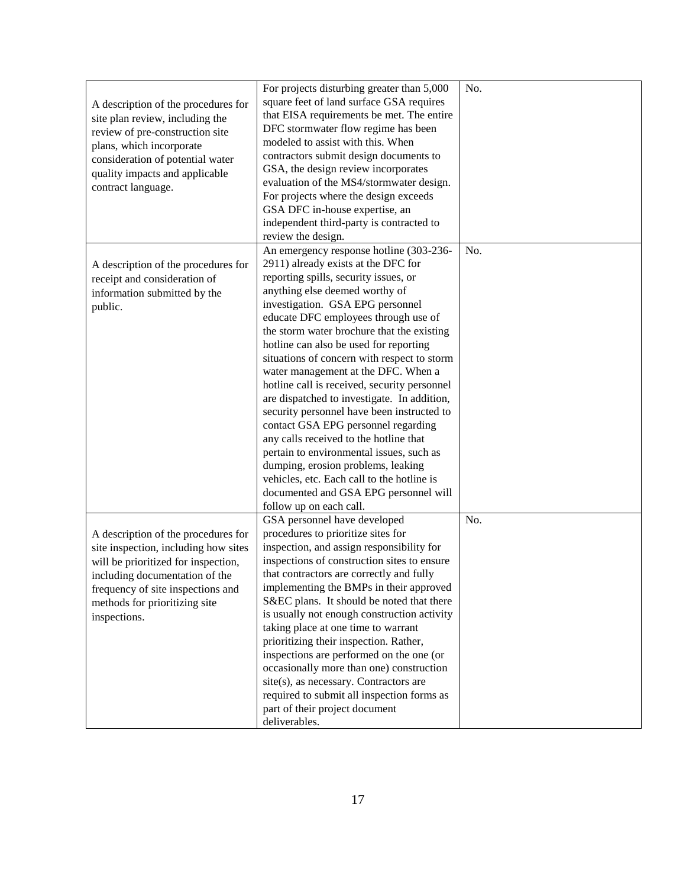| | | |
|---|---|---|
| A description of the procedures for site plan review, including the review of pre-construction site plans, which incorporate consideration of potential water quality impacts and applicable contract language. | For projects disturbing greater than 5,000 square feet of land surface GSA requires that EISA requirements be met. The entire DFC stormwater flow regime has been modeled to assist with this. When contractors submit design documents to GSA, the design review incorporates evaluation of the MS4/stormwater design. For projects where the design exceeds GSA DFC in-house expertise, an independent third-party is contracted to review the design. | No. |
| A description of the procedures for receipt and consideration of information submitted by the public. | An emergency response hotline (303-236-2911) already exists at the DFC for reporting spills, security issues, or anything else deemed worthy of investigation. GSA EPG personnel educate DFC employees through use of the storm water brochure that the existing hotline can also be used for reporting situations of concern with respect to storm water management at the DFC. When a hotline call is received, security personnel are dispatched to investigate. In addition, security personnel have been instructed to contact GSA EPG personnel regarding any calls received to the hotline that pertain to environmental issues, such as dumping, erosion problems, leaking vehicles, etc. Each call to the hotline is documented and GSA EPG personnel will follow up on each call. | No. |
| A description of the procedures for site inspection, including how sites will be prioritized for inspection, including documentation of the frequency of site inspections and methods for prioritizing site inspections. | GSA personnel have developed procedures to prioritize sites for inspection, and assign responsibility for inspections of construction sites to ensure that contractors are correctly and fully implementing the BMPs in their approved S&EC plans. It should be noted that there is usually not enough construction activity taking place at one time to warrant prioritizing their inspection. Rather, inspections are performed on the one (or occasionally more than one) construction site(s), as necessary. Contractors are required to submit all inspection forms as part of their project document deliverables. | No. |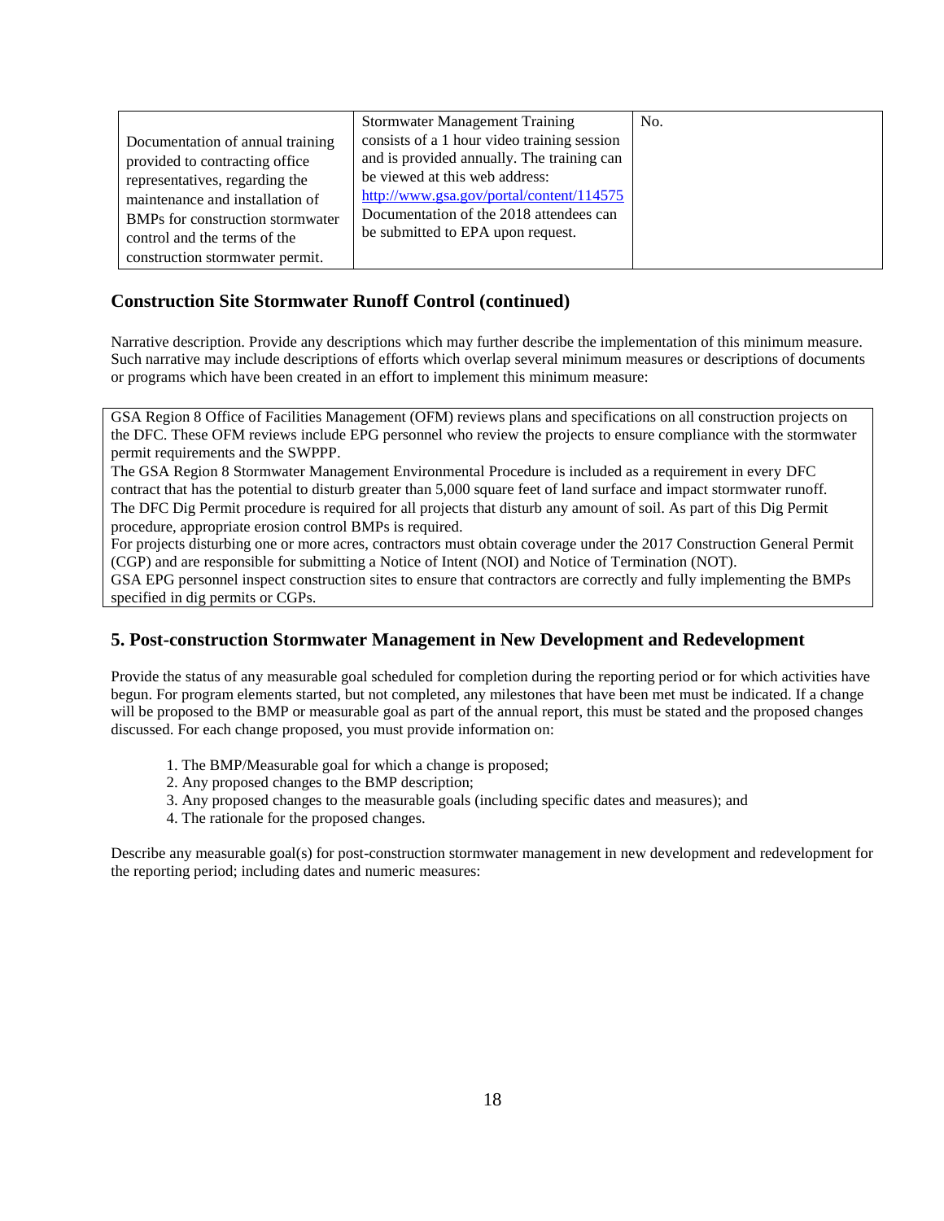| | | |
|---|---|---|
| Documentation of annual training provided to contracting office representatives, regarding the maintenance and installation of BMPs for construction stormwater control and the terms of the construction stormwater permit. | Stormwater Management Training consists of a 1 hour video training session and is provided annually. The training can be viewed at this web address: http://www.gsa.gov/portal/content/114575 Documentation of the 2018 attendees can be submitted to EPA upon request. | No. |

## Construction Site Stormwater Runoff Control (continued)

Narrative description. Provide any descriptions which may further describe the implementation of this minimum measure. Such narrative may include descriptions of efforts which overlap several minimum measures or descriptions of documents or programs which have been created in an effort to implement this minimum measure:

GSA Region 8 Office of Facilities Management (OFM) reviews plans and specifications on all construction projects on the DFC. These OFM reviews include EPG personnel who review the projects to ensure compliance with the stormwater permit requirements and the SWPPP.
The GSA Region 8 Stormwater Management Environmental Procedure is included as a requirement in every DFC contract that has the potential to disturb greater than 5,000 square feet of land surface and impact stormwater runoff.
The DFC Dig Permit procedure is required for all projects that disturb any amount of soil. As part of this Dig Permit procedure, appropriate erosion control BMPs is required.
For projects disturbing one or more acres, contractors must obtain coverage under the 2017 Construction General Permit (CGP) and are responsible for submitting a Notice of Intent (NOI) and Notice of Termination (NOT).
GSA EPG personnel inspect construction sites to ensure that contractors are correctly and fully implementing the BMPs specified in dig permits or CGPs.

## 5. Post-construction Stormwater Management in New Development and Redevelopment

Provide the status of any measurable goal scheduled for completion during the reporting period or for which activities have begun. For program elements started, but not completed, any milestones that have been met must be indicated. If a change will be proposed to the BMP or measurable goal as part of the annual report, this must be stated and the proposed changes discussed. For each change proposed, you must provide information on:

1. The BMP/Measurable goal for which a change is proposed;
2. Any proposed changes to the BMP description;
3. Any proposed changes to the measurable goals (including specific dates and measures); and
4. The rationale for the proposed changes.

Describe any measurable goal(s) for post-construction stormwater management in new development and redevelopment for the reporting period; including dates and numeric measures: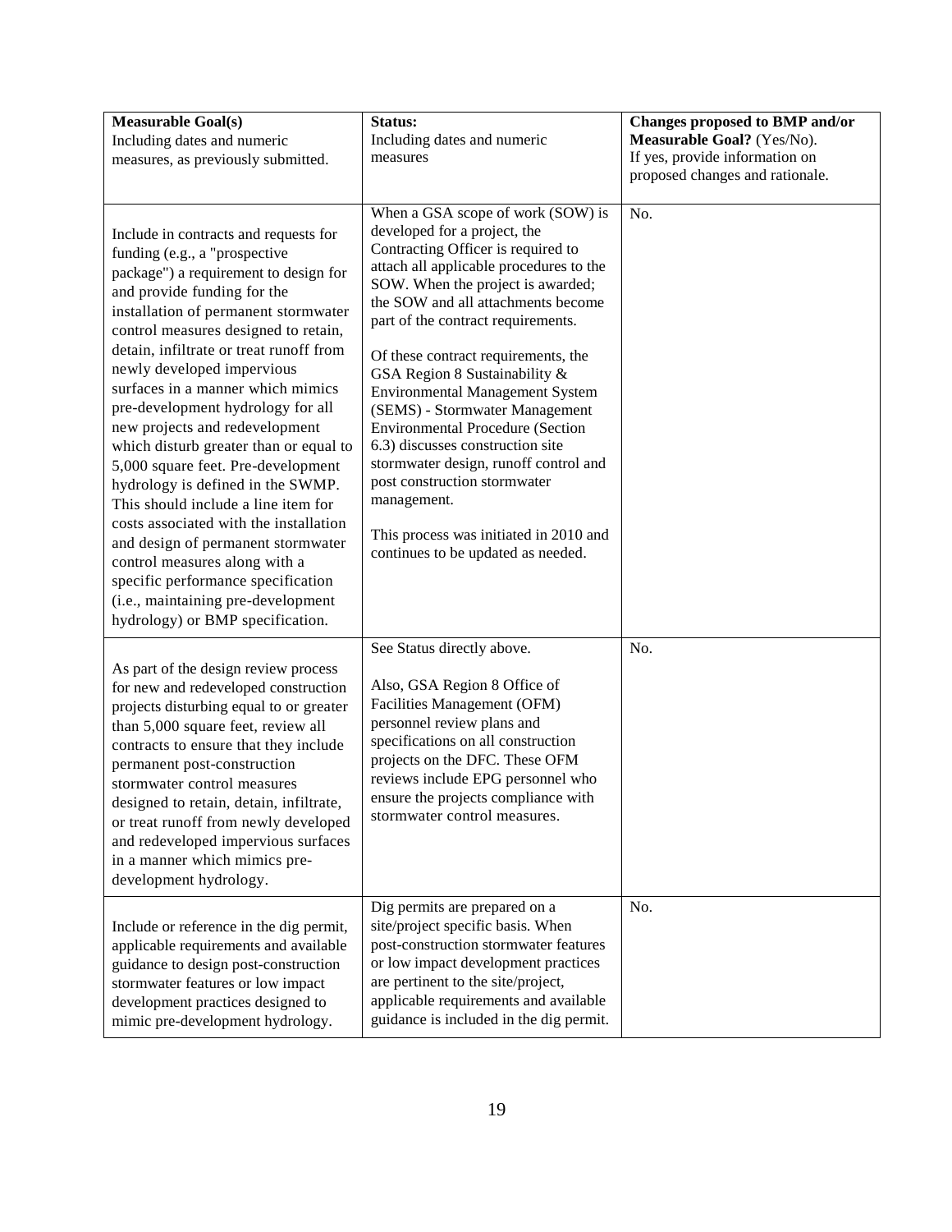| **Measurable Goal(s)** Including dates and numeric measures, as previously submitted. | **Status:** Including dates and numeric measures | **Changes proposed to BMP and/or Measurable Goal?** (Yes/No). If yes, provide information on proposed changes and rationale. |
| --- | --- | --- |
| Include in contracts and requests for funding (e.g., a "prospective package") a requirement to design for and provide funding for the installation of permanent stormwater control measures designed to retain, detain, infiltrate or treat runoff from newly developed impervious surfaces in a manner which mimics pre-development hydrology for all new projects and redevelopment which disturb greater than or equal to 5,000 square feet. Pre-development hydrology is defined in the SWMP. This should include a line item for costs associated with the installation and design of permanent stormwater control measures along with a specific performance specification (i.e., maintaining pre-development hydrology) or BMP specification. | When a GSA scope of work (SOW) is developed for a project, the Contracting Officer is required to attach all applicable procedures to the SOW. When the project is awarded; the SOW and all attachments become part of the contract requirements.<br><br>Of these contract requirements, the GSA Region 8 Sustainability & Environmental Management System (SEMS) - Stormwater Management Environmental Procedure (Section 6.3) discusses construction site stormwater design, runoff control and post construction stormwater management.<br><br>This process was initiated in 2010 and continues to be updated as needed. | No. |
| As part of the design review process for new and redeveloped construction projects disturbing equal to or greater than 5,000 square feet, review all contracts to ensure that they include permanent post-construction stormwater control measures designed to retain, detain, infiltrate, or treat runoff from newly developed and redeveloped impervious surfaces in a manner which mimics pre-development hydrology. | See Status directly above.<br><br>Also, GSA Region 8 Office of Facilities Management (OFM) personnel review plans and specifications on all construction projects on the DFC. These OFM reviews include EPG personnel who ensure the projects compliance with stormwater control measures. | No. |
| Include or reference in the dig permit, applicable requirements and available guidance to design post-construction stormwater features or low impact development practices designed to mimic pre-development hydrology. | Dig permits are prepared on a site/project specific basis. When post-construction stormwater features or low impact development practices are pertinent to the site/project, applicable requirements and available guidance is included in the dig permit. | No. |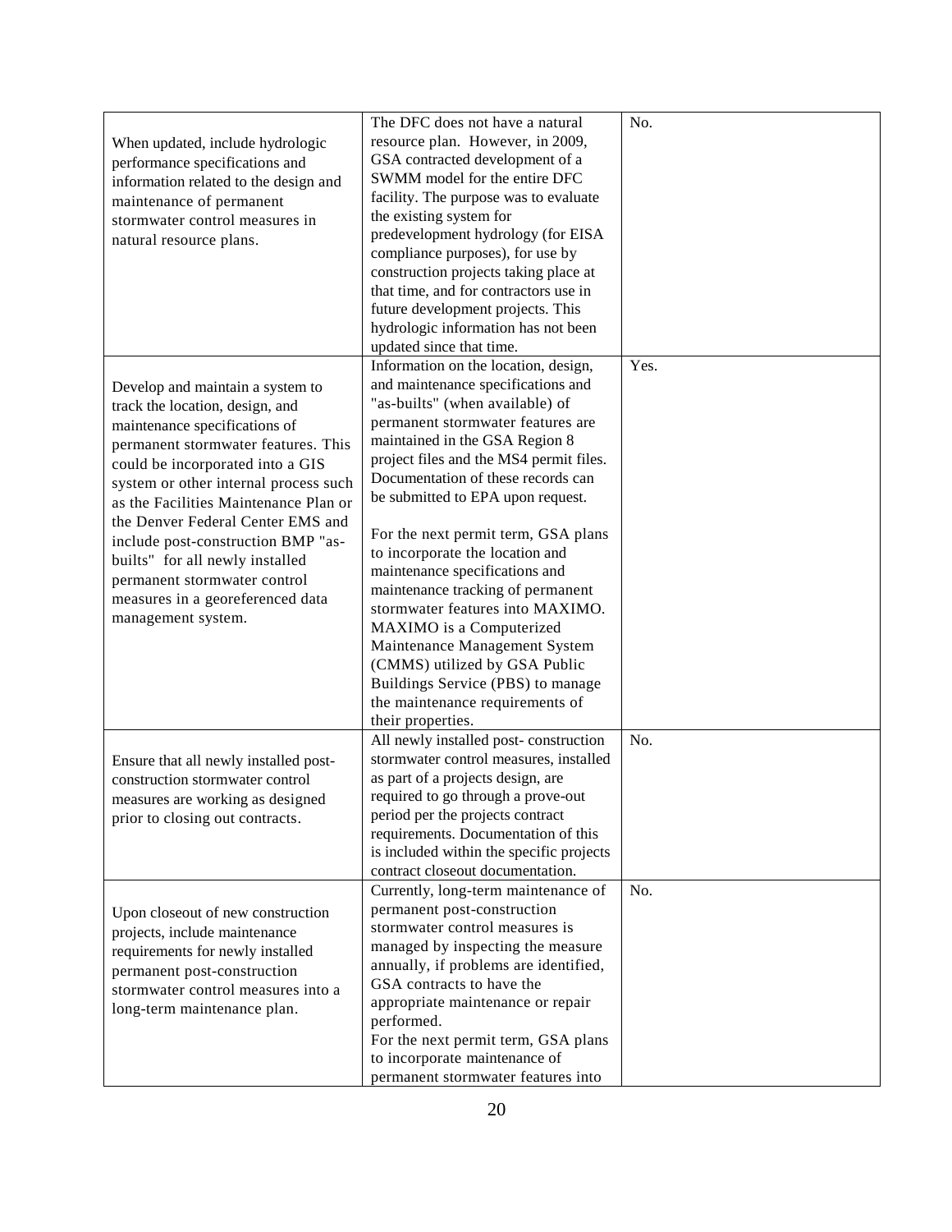| | | |
|---|---|---|
| When updated, include hydrologic performance specifications and information related to the design and maintenance of permanent stormwater control measures in natural resource plans. | The DFC does not have a natural resource plan. However, in 2009, GSA contracted development of a SWMM model for the entire DFC facility. The purpose was to evaluate the existing system for predevelopment hydrology (for EISA compliance purposes), for use by construction projects taking place at that time, and for contractors use in future development projects. This hydrologic information has not been updated since that time. | No. |
| Develop and maintain a system to track the location, design, and maintenance specifications of permanent stormwater features. This could be incorporated into a GIS system or other internal process such as the Facilities Maintenance Plan or the Denver Federal Center EMS and include post-construction BMP "as-builts" for all newly installed permanent stormwater control measures in a georeferenced data management system. | Information on the location, design, and maintenance specifications and "as-builts" (when available) of permanent stormwater features are maintained in the GSA Region 8 project files and the MS4 permit files. Documentation of these records can be submitted to EPA upon request.<br><br>For the next permit term, GSA plans to incorporate the location and maintenance specifications and maintenance tracking of permanent stormwater features into MAXIMO. MAXIMO is a Computerized Maintenance Management System (CMMS) utilized by GSA Public Buildings Service (PBS) to manage the maintenance requirements of their properties. | Yes. |
| Ensure that all newly installed post-construction stormwater control measures are working as designed prior to closing out contracts. | All newly installed post- construction stormwater control measures, installed as part of a projects design, are required to go through a prove-out period per the projects contract requirements. Documentation of this is included within the specific projects contract closeout documentation. | No. |
| Upon closeout of new construction projects, include maintenance requirements for newly installed permanent post-construction stormwater control measures into a long-term maintenance plan. | Currently, long-term maintenance of permanent post-construction stormwater control measures is managed by inspecting the measure annually, if problems are identified, GSA contracts to have the appropriate maintenance or repair performed.<br>For the next permit term, GSA plans to incorporate maintenance of permanent stormwater features into | No. |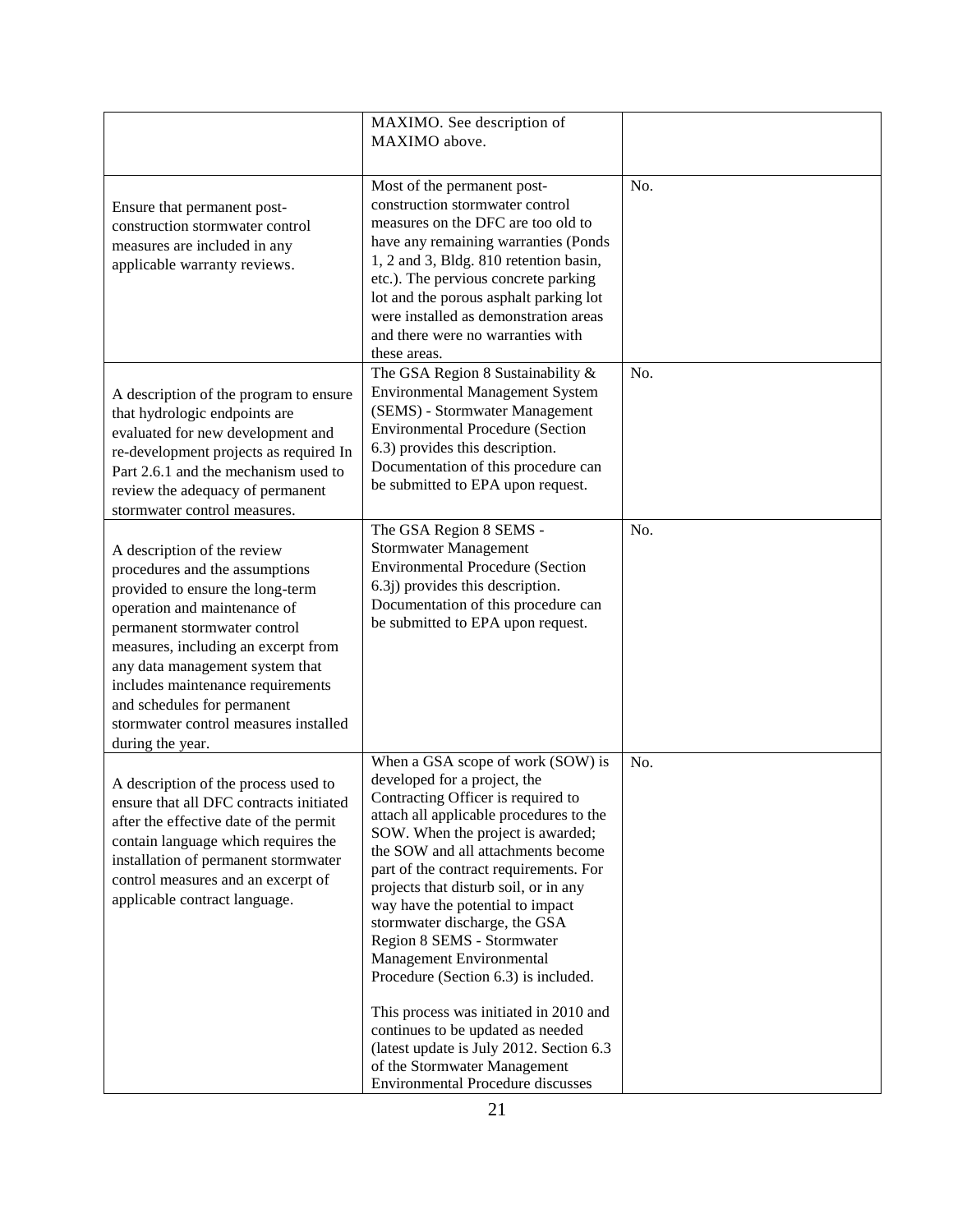| | | |
|---|---|---|
| | MAXIMO. See description of MAXIMO above. | |
| Ensure that permanent post-construction stormwater control measures are included in any applicable warranty reviews. | Most of the permanent post-construction stormwater control measures on the DFC are too old to have any remaining warranties (Ponds 1, 2 and 3, Bldg. 810 retention basin, etc.). The pervious concrete parking lot and the porous asphalt parking lot were installed as demonstration areas and there were no warranties with these areas. | No. |
| A description of the program to ensure that hydrologic endpoints are evaluated for new development and re-development projects as required In Part 2.6.1 and the mechanism used to review the adequacy of permanent stormwater control measures. | The GSA Region 8 Sustainability & Environmental Management System (SEMS) - Stormwater Management Environmental Procedure (Section 6.3) provides this description. Documentation of this procedure can be submitted to EPA upon request. | No. |
| A description of the review procedures and the assumptions provided to ensure the long-term operation and maintenance of permanent stormwater control measures, including an excerpt from any data management system that includes maintenance requirements and schedules for permanent stormwater control measures installed during the year. | The GSA Region 8 SEMS - Stormwater Management Environmental Procedure (Section 6.3j) provides this description. Documentation of this procedure can be submitted to EPA upon request. | No. |
| A description of the process used to ensure that all DFC contracts initiated after the effective date of the permit contain language which requires the installation of permanent stormwater control measures and an excerpt of applicable contract language. | When a GSA scope of work (SOW) is developed for a project, the Contracting Officer is required to attach all applicable procedures to the SOW. When the project is awarded; the SOW and all attachments become part of the contract requirements. For projects that disturb soil, or in any way have the potential to impact stormwater discharge, the GSA Region 8 SEMS - Stormwater Management Environmental Procedure (Section 6.3) is included.<br><br>This process was initiated in 2010 and continues to be updated as needed (latest update is July 2012. Section 6.3 of the Stormwater Management Environmental Procedure discusses | No. |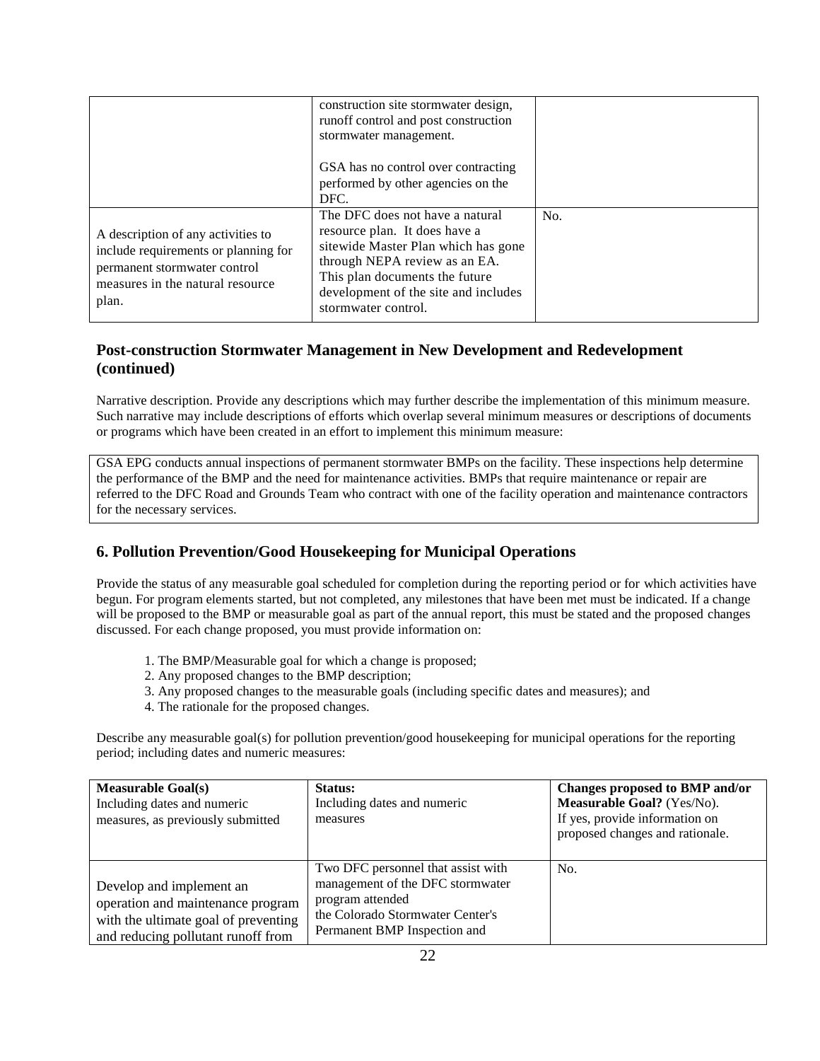| | construction site stormwater design, runoff control and post construction stormwater management.<br><br>GSA has no control over contracting performed by other agencies on the DFC. | |
|---|---|---|
| A description of any activities to include requirements or planning for permanent stormwater control measures in the natural resource plan. | The DFC does not have a natural resource plan. It does have a sitewide Master Plan which has gone through NEPA review as an EA. This plan documents the future development of the site and includes stormwater control. | No. |

## Post-construction Stormwater Management in New Development and Redevelopment (continued)

Narrative description. Provide any descriptions which may further describe the implementation of this minimum measure. Such narrative may include descriptions of efforts which overlap several minimum measures or descriptions of documents or programs which have been created in an effort to implement this minimum measure:

GSA EPG conducts annual inspections of permanent stormwater BMPs on the facility. These inspections help determine the performance of the BMP and the need for maintenance activities. BMPs that require maintenance or repair are referred to the DFC Road and Grounds Team who contract with one of the facility operation and maintenance contractors for the necessary services.

## 6. Pollution Prevention/Good Housekeeping for Municipal Operations

Provide the status of any measurable goal scheduled for completion during the reporting period or for which activities have begun. For program elements started, but not completed, any milestones that have been met must be indicated. If a change will be proposed to the BMP or measurable goal as part of the annual report, this must be stated and the proposed changes discussed. For each change proposed, you must provide information on:

1. The BMP/Measurable goal for which a change is proposed;
2. Any proposed changes to the BMP description;
3. Any proposed changes to the measurable goals (including specific dates and measures); and
4. The rationale for the proposed changes.

Describe any measurable goal(s) for pollution prevention/good housekeeping for municipal operations for the reporting period; including dates and numeric measures:

| **Measurable Goal(s)**<br>Including dates and numeric measures, as previously submitted | **Status:**<br>Including dates and numeric measures | **Changes proposed to BMP and/or Measurable Goal?** (Yes/No).<br>If yes, provide information on proposed changes and rationale. |
|---|---|---|
| Develop and implement an operation and maintenance program with the ultimate goal of preventing and reducing pollutant runoff from | Two DFC personnel that assist with management of the DFC stormwater program attended the Colorado Stormwater Center's Permanent BMP Inspection and | No. |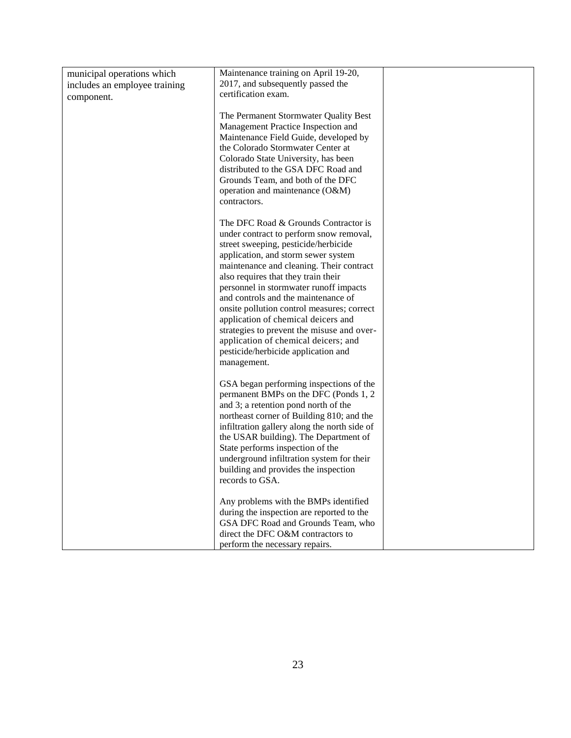| | | |
|---|---|---|
| municipal operations which includes an employee training component. | Maintenance training on April 19-20, 2017, and subsequently passed the certification exam.<br><br>The Permanent Stormwater Quality Best Management Practice Inspection and Maintenance Field Guide, developed by the Colorado Stormwater Center at Colorado State University, has been distributed to the GSA DFC Road and Grounds Team, and both of the DFC operation and maintenance (O&M) contractors.<br><br>The DFC Road & Grounds Contractor is under contract to perform snow removal, street sweeping, pesticide/herbicide application, and storm sewer system maintenance and cleaning. Their contract also requires that they train their personnel in stormwater runoff impacts and controls and the maintenance of onsite pollution control measures; correct application of chemical deicers and strategies to prevent the misuse and over-application of chemical deicers; and pesticide/herbicide application and management.<br><br>GSA began performing inspections of the permanent BMPs on the DFC (Ponds 1, 2 and 3; a retention pond north of the northeast corner of Building 810; and the infiltration gallery along the north side of the USAR building). The Department of State performs inspection of the underground infiltration system for their building and provides the inspection records to GSA.<br><br>Any problems with the BMPs identified during the inspection are reported to the GSA DFC Road and Grounds Team, who direct the DFC O&M contractors to perform the necessary repairs. | |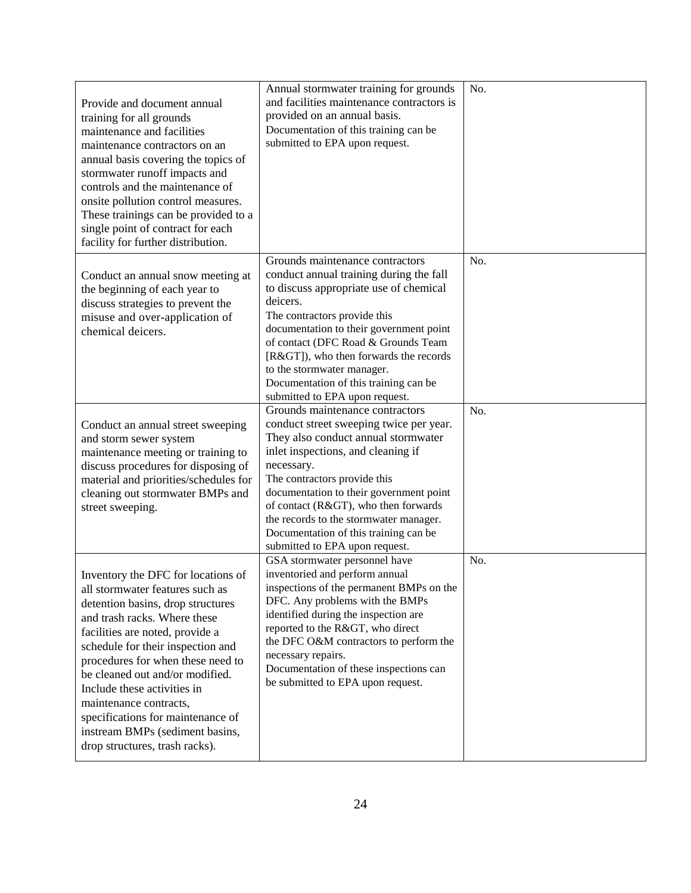| | | |
|---|---|---|
| Provide and document annual training for all grounds maintenance and facilities maintenance contractors on an annual basis covering the topics of stormwater runoff impacts and controls and the maintenance of onsite pollution control measures. These trainings can be provided to a single point of contract for each facility for further distribution. | Annual stormwater training for grounds and facilities maintenance contractors is provided on an annual basis. Documentation of this training can be submitted to EPA upon request. | No. |
| Conduct an annual snow meeting at the beginning of each year to discuss strategies to prevent the misuse and over-application of chemical deicers. | Grounds maintenance contractors conduct annual training during the fall to discuss appropriate use of chemical deicers. The contractors provide this documentation to their government point of contact (DFC Road & Grounds Team [R&GT]), who then forwards the records to the stormwater manager. Documentation of this training can be submitted to EPA upon request. | No. |
| Conduct an annual street sweeping and storm sewer system maintenance meeting or training to discuss procedures for disposing of material and priorities/schedules for cleaning out stormwater BMPs and street sweeping. | Grounds maintenance contractors conduct street sweeping twice per year. They also conduct annual stormwater inlet inspections, and cleaning if necessary. The contractors provide this documentation to their government point of contact (R&GT), who then forwards the records to the stormwater manager. Documentation of this training can be submitted to EPA upon request. | No. |
| Inventory the DFC for locations of all stormwater features such as detention basins, drop structures and trash racks. Where these facilities are noted, provide a schedule for their inspection and procedures for when these need to be cleaned out and/or modified. Include these activities in maintenance contracts, specifications for maintenance of instream BMPs (sediment basins, drop structures, trash racks). | GSA stormwater personnel have inventoried and perform annual inspections of the permanent BMPs on the DFC. Any problems with the BMPs identified during the inspection are reported to the R&GT, who direct the DFC O&M contractors to perform the necessary repairs. Documentation of these inspections can be submitted to EPA upon request. | No. |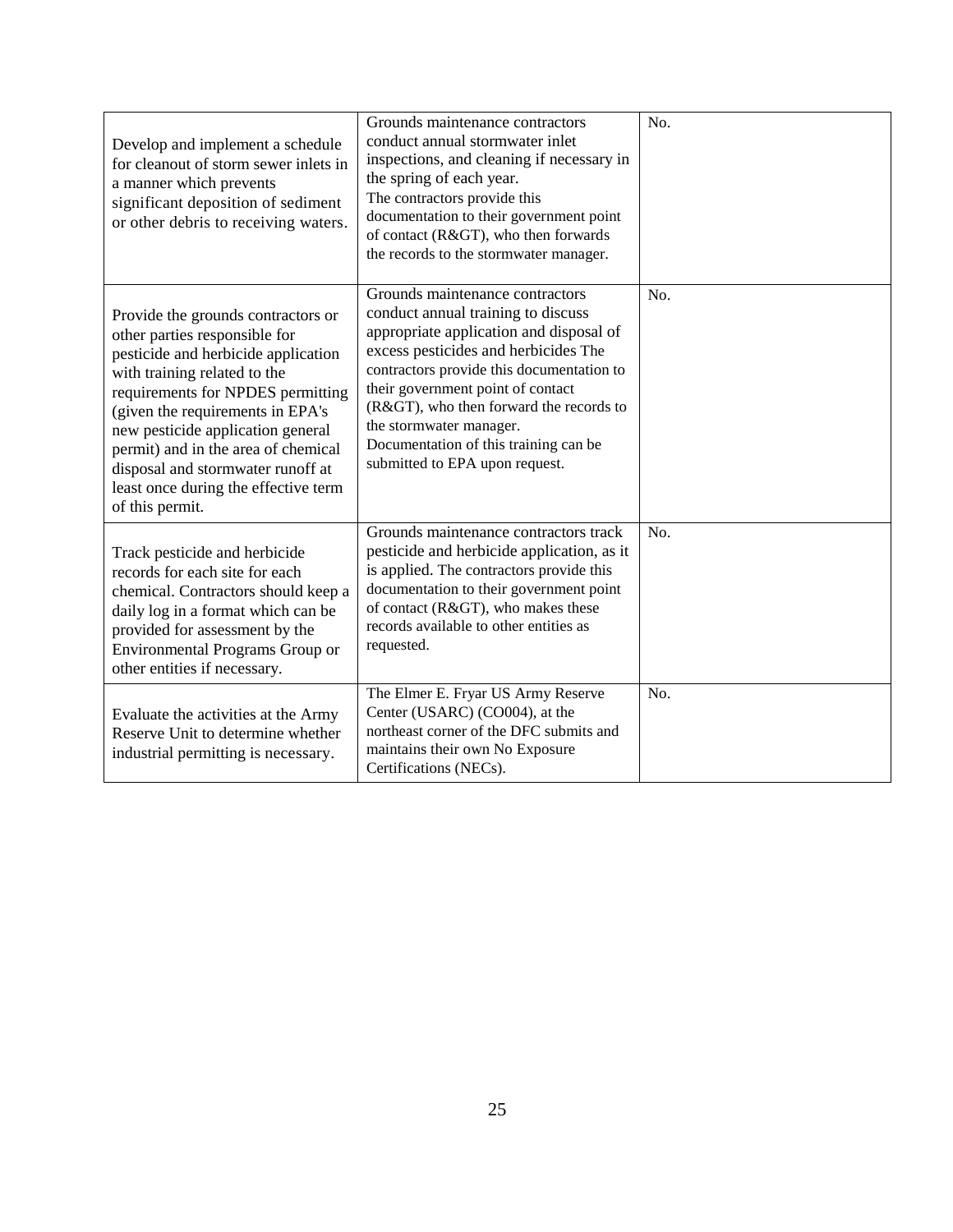| | | |
|---|---|---|
| Develop and implement a schedule for cleanout of storm sewer inlets in a manner which prevents significant deposition of sediment or other debris to receiving waters. | Grounds maintenance contractors conduct annual stormwater inlet inspections, and cleaning if necessary in the spring of each year. The contractors provide this documentation to their government point of contact (R&GT), who then forwards the records to the stormwater manager. | No. |
| Provide the grounds contractors or other parties responsible for pesticide and herbicide application with training related to the requirements for NPDES permitting (given the requirements in EPA's new pesticide application general permit) and in the area of chemical disposal and stormwater runoff at least once during the effective term of this permit. | Grounds maintenance contractors conduct annual training to discuss appropriate application and disposal of excess pesticides and herbicides The contractors provide this documentation to their government point of contact (R&GT), who then forward the records to the stormwater manager. Documentation of this training can be submitted to EPA upon request. | No. |
| Track pesticide and herbicide records for each site for each chemical. Contractors should keep a daily log in a format which can be provided for assessment by the Environmental Programs Group or other entities if necessary. | Grounds maintenance contractors track pesticide and herbicide application, as it is applied. The contractors provide this documentation to their government point of contact (R&GT), who makes these records available to other entities as requested. | No. |
| Evaluate the activities at the Army Reserve Unit to determine whether industrial permitting is necessary. | The Elmer E. Fryar US Army Reserve Center (USARC) (CO004), at the northeast corner of the DFC submits and maintains their own No Exposure Certifications (NECs). | No. |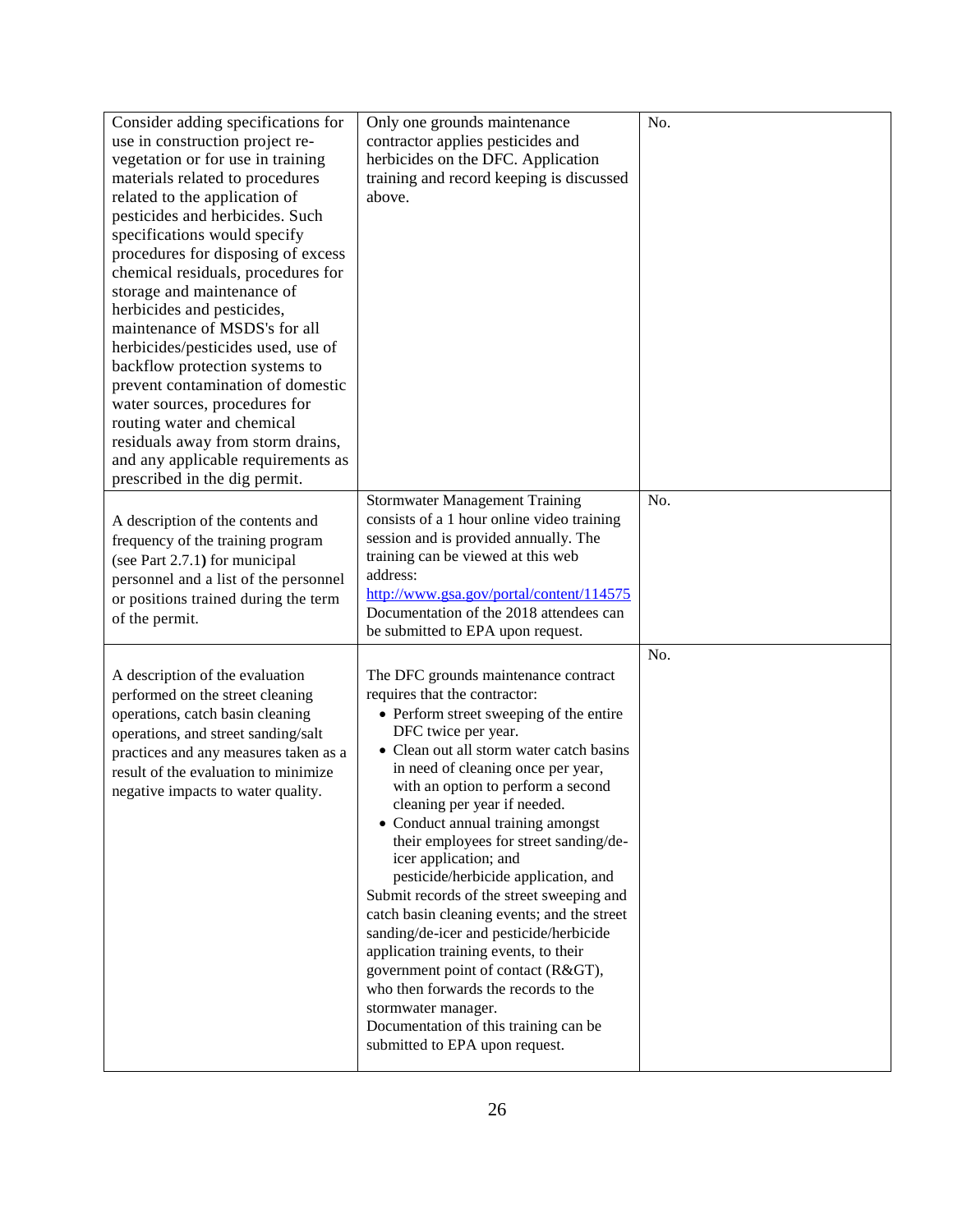| | | |
|---|---|---|
| Consider adding specifications for use in construction project re-vegetation or for use in training materials related to procedures related to the application of pesticides and herbicides. Such specifications would specify procedures for disposing of excess chemical residuals, procedures for storage and maintenance of herbicides and pesticides, maintenance of MSDS's for all herbicides/pesticides used, use of backflow protection systems to prevent contamination of domestic water sources, procedures for routing water and chemical residuals away from storm drains, and any applicable requirements as prescribed in the dig permit. | Only one grounds maintenance contractor applies pesticides and herbicides on the DFC. Application training and record keeping is discussed above. | No. |
| A description of the contents and frequency of the training program (see Part 2.7.1**)** for municipal personnel and a list of the personnel or positions trained during the term of the permit. | Stormwater Management Training consists of a 1 hour online video training session and is provided annually. The training can be viewed at this web address: [http://www.gsa.gov/portal/content/114575](http://www.gsa.gov/portal/content/114575) Documentation of the 2018 attendees can be submitted to EPA upon request. | No. |
| A description of the evaluation performed on the street cleaning operations, catch basin cleaning operations, and street sanding/salt practices and any measures taken as a result of the evaluation to minimize negative impacts to water quality. | The DFC grounds maintenance contract requires that the contractor:<br>• Perform street sweeping of the entire DFC twice per year.<br>• Clean out all storm water catch basins in need of cleaning once per year, with an option to perform a second cleaning per year if needed.<br>• Conduct annual training amongst their employees for street sanding/de-icer application; and pesticide/herbicide application, and<br>Submit records of the street sweeping and catch basin cleaning events; and the street sanding/de-icer and pesticide/herbicide application training events, to their government point of contact (R&GT), who then forwards the records to the stormwater manager.<br>Documentation of this training can be submitted to EPA upon request. | No. |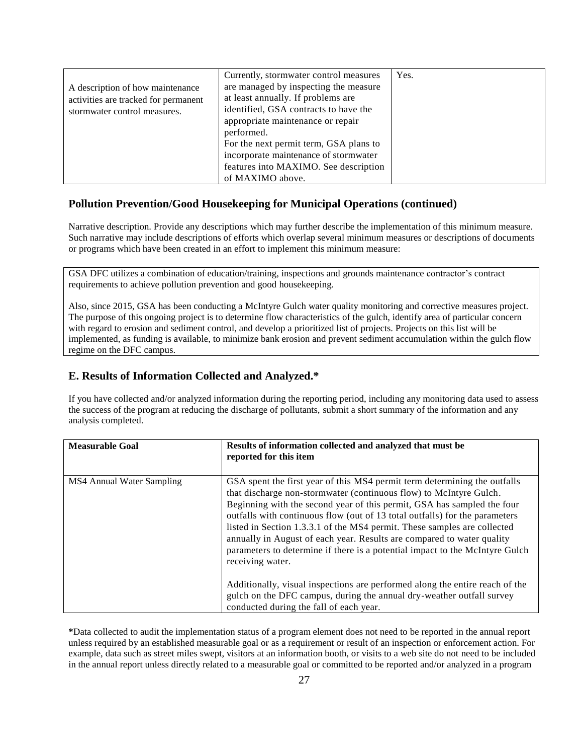| | | |
|---|---|---|
| A description of how maintenance activities are tracked for permanent stormwater control measures. | Currently, stormwater control measures are managed by inspecting the measure at least annually. If problems are identified, GSA contracts to have the appropriate maintenance or repair performed.<br>For the next permit term, GSA plans to incorporate maintenance of stormwater features into MAXIMO. See description of MAXIMO above. | Yes. |

## Pollution Prevention/Good Housekeeping for Municipal Operations (continued)

Narrative description. Provide any descriptions which may further describe the implementation of this minimum measure. Such narrative may include descriptions of efforts which overlap several minimum measures or descriptions of documents or programs which have been created in an effort to implement this minimum measure:

GSA DFC utilizes a combination of education/training, inspections and grounds maintenance contractor's contract requirements to achieve pollution prevention and good housekeeping.

Also, since 2015, GSA has been conducting a McIntyre Gulch water quality monitoring and corrective measures project. The purpose of this ongoing project is to determine flow characteristics of the gulch, identify area of particular concern with regard to erosion and sediment control, and develop a prioritized list of projects. Projects on this list will be implemented, as funding is available, to minimize bank erosion and prevent sediment accumulation within the gulch flow regime on the DFC campus.

## E. Results of Information Collected and Analyzed.*

If you have collected and/or analyzed information during the reporting period, including any monitoring data used to assess the success of the program at reducing the discharge of pollutants, submit a short summary of the information and any analysis completed.

| Measurable Goal | Results of information collected and analyzed that must be reported for this item |
|---|---|
| MS4 Annual Water Sampling | GSA spent the first year of this MS4 permit term determining the outfalls that discharge non-stormwater (continuous flow) to McIntyre Gulch. Beginning with the second year of this permit, GSA has sampled the four outfalls with continuous flow (out of 13 total outfalls) for the parameters listed in Section 1.3.3.1 of the MS4 permit. These samples are collected annually in August of each year. Results are compared to water quality parameters to determine if there is a potential impact to the McIntyre Gulch receiving water.<br><br>Additionally, visual inspections are performed along the entire reach of the gulch on the DFC campus, during the annual dry-weather outfall survey conducted during the fall of each year. |

*Data collected to audit the implementation status of a program element does not need to be reported in the annual report unless required by an established measurable goal or as a requirement or result of an inspection or enforcement action. For example, data such as street miles swept, visitors at an information booth, or visits to a web site do not need to be included in the annual report unless directly related to a measurable goal or committed to be reported and/or analyzed in a program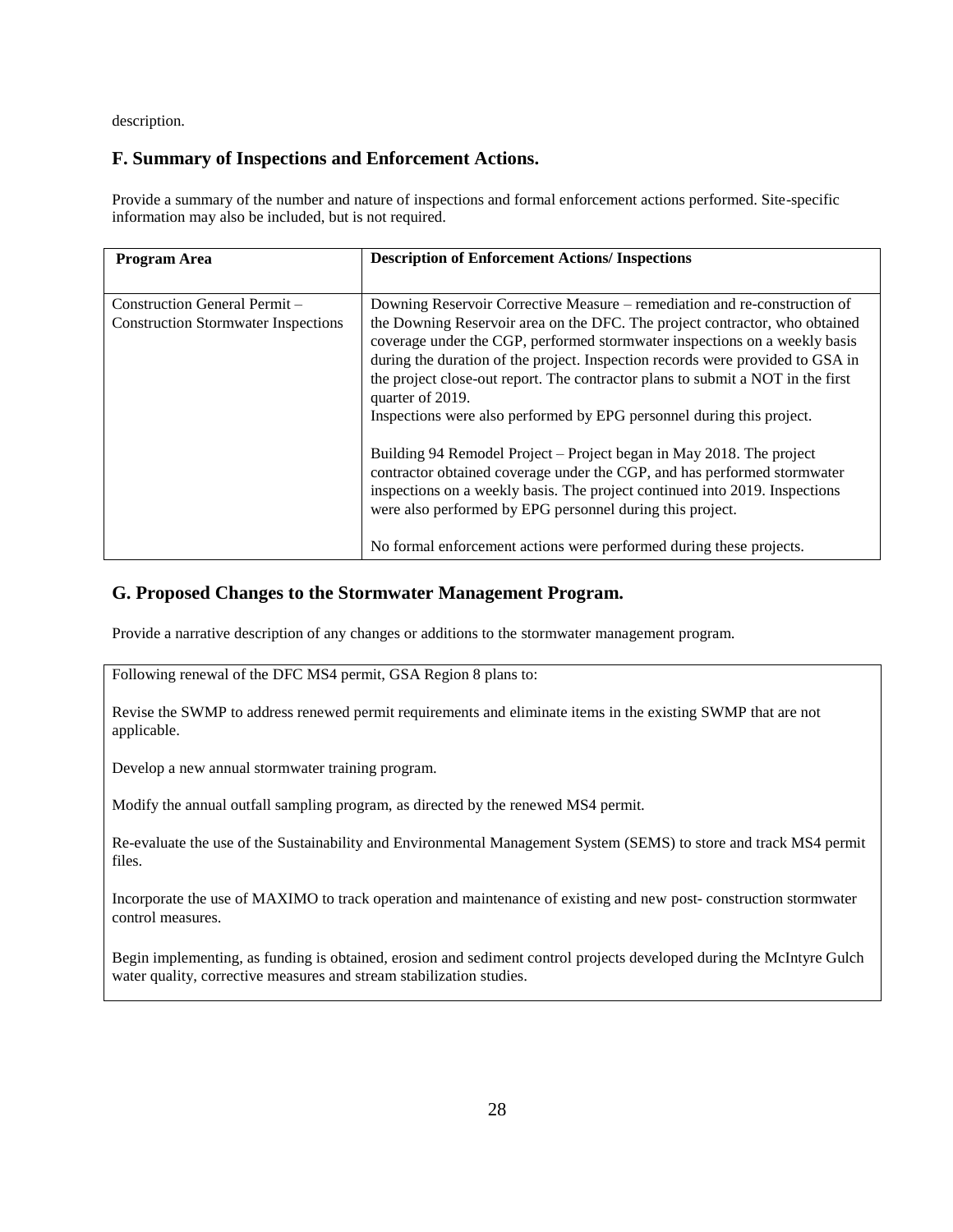description.

## F. Summary of Inspections and Enforcement Actions.

Provide a summary of the number and nature of inspections and formal enforcement actions performed. Site-specific information may also be included, but is not required.

| Program Area | Description of Enforcement Actions/ Inspections |
|---|---|
| Construction General Permit – Construction Stormwater Inspections | Downing Reservoir Corrective Measure – remediation and re-construction of the Downing Reservoir area on the DFC. The project contractor, who obtained coverage under the CGP, performed stormwater inspections on a weekly basis during the duration of the project. Inspection records were provided to GSA in the project close-out report. The contractor plans to submit a NOT in the first quarter of 2019.<br>Inspections were also performed by EPG personnel during this project.<br><br>Building 94 Remodel Project – Project began in May 2018. The project contractor obtained coverage under the CGP, and has performed stormwater inspections on a weekly basis. The project continued into 2019. Inspections were also performed by EPG personnel during this project.<br><br>No formal enforcement actions were performed during these projects. |

## G. Proposed Changes to the Stormwater Management Program.

Provide a narrative description of any changes or additions to the stormwater management program.

Following renewal of the DFC MS4 permit, GSA Region 8 plans to:

Revise the SWMP to address renewed permit requirements and eliminate items in the existing SWMP that are not applicable.

Develop a new annual stormwater training program.

Modify the annual outfall sampling program, as directed by the renewed MS4 permit.

Re-evaluate the use of the Sustainability and Environmental Management System (SEMS) to store and track MS4 permit files.

Incorporate the use of MAXIMO to track operation and maintenance of existing and new post- construction stormwater control measures.

Begin implementing, as funding is obtained, erosion and sediment control projects developed during the McIntyre Gulch water quality, corrective measures and stream stabilization studies.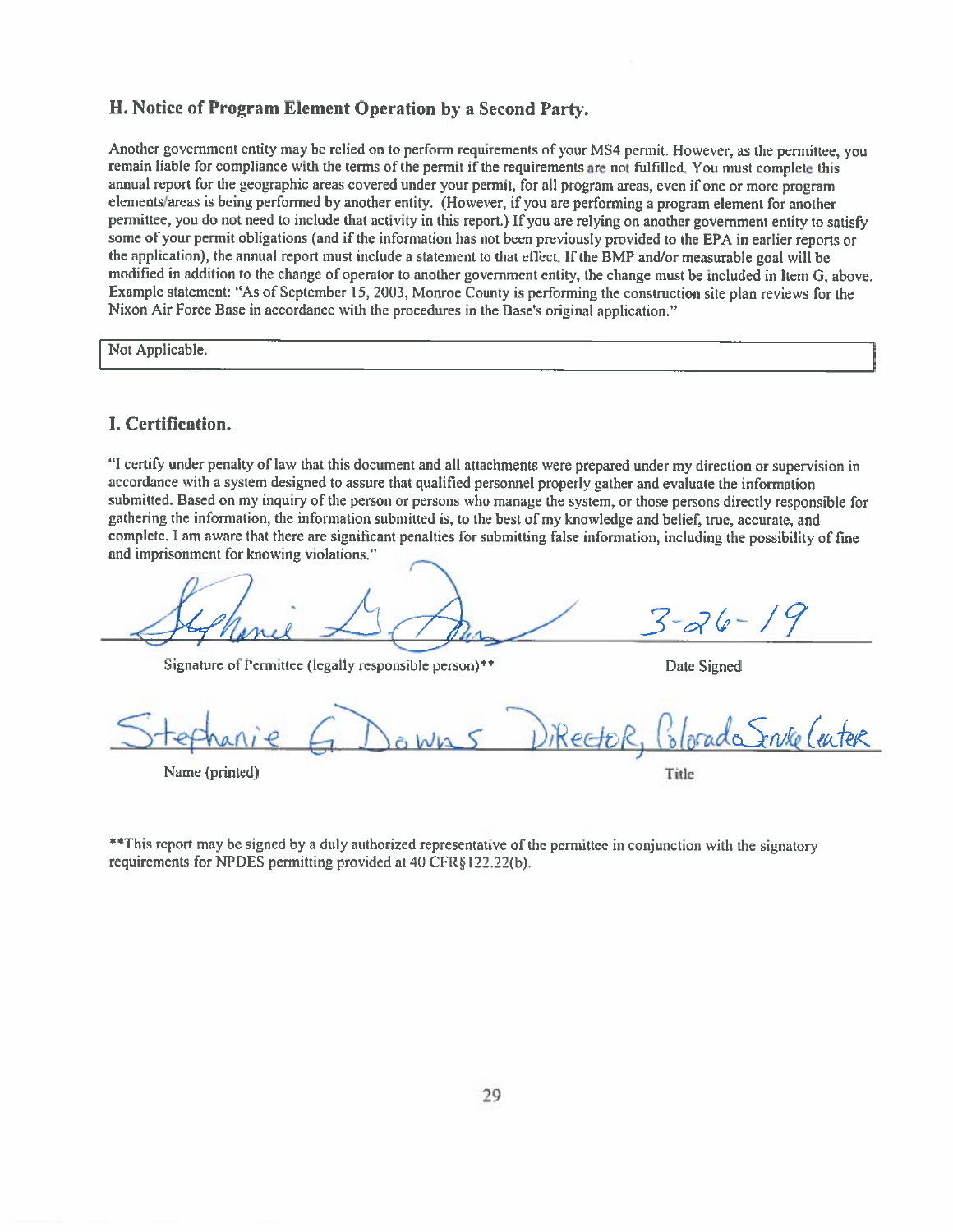## H. Notice of Program Element Operation by a Second Party.

Another government entity may be relied on to perform requirements of your MS4 permit. However, as the permittee, you remain liable for compliance with the terms of the permit if the requirements are not fulfilled. You must complete this annual report for the geographic areas covered under your permit, for all program areas, even if one or more program elements/areas is being performed by another entity. (However, if you are performing a program element for another permittee, you do not need to include that activity in this report.) If you are relying on another government entity to satisfy some of your permit obligations (and if the information has not been previously provided to the EPA in earlier reports or the application), the annual report must include a statement to that effect. If the BMP and/or measurable goal will be modified in addition to the change of operator to another government entity, the change must be included in Item G, above. Example statement: "As of September 15, 2003, Monroe County is performing the construction site plan reviews for the Nixon Air Force Base in accordance with the procedures in the Base's original application."

| |
|---|
| Not Applicable. |

## I. Certification.

"I certify under penalty of law that this document and all attachments were prepared under my direction or supervision in accordance with a system designed to assure that qualified personnel properly gather and evaluate the information submitted. Based on my inquiry of the person or persons who manage the system, or those persons directly responsible for gathering the information, the information submitted is, to the best of my knowledge and belief, true, accurate, and complete. I am aware that there are significant penalties for submitting false information, including the possibility of fine and imprisonment for knowing violations."

[Signature] 3-26-19

Signature of Permittee (legally responsible person)** Date Signed

Stephanie G. Downs Director, Colorado Service Center

Name (printed) Title

**This report may be signed by a duly authorized representative of the permittee in conjunction with the signatory requirements for NPDES permitting provided at 40 CFR§122.22(b).